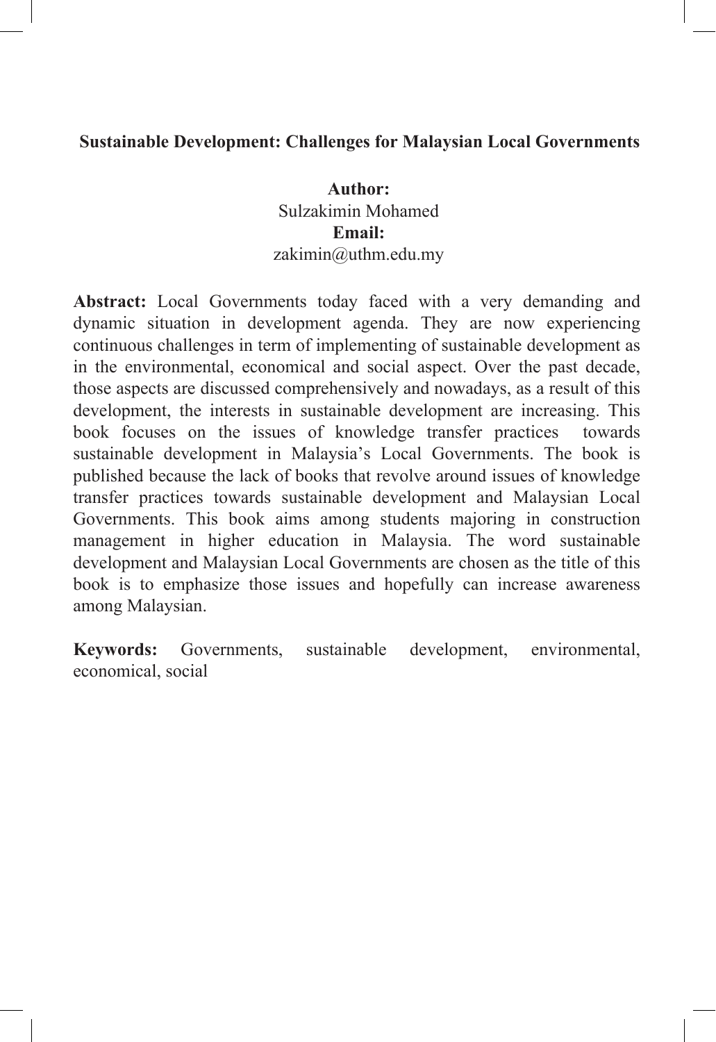# Sustainable Development: Challenges for Malaysian Local Governments

**Author:**
Sulzakimin Mohamed
**Email:**
zakimin@uthm.edu.my

**Abstract:** Local Governments today faced with a very demanding and dynamic situation in development agenda. They are now experiencing continuous challenges in term of implementing of sustainable development as in the environmental, economical and social aspect. Over the past decade, those aspects are discussed comprehensively and nowadays, as a result of this development, the interests in sustainable development are increasing. This book focuses on the issues of knowledge transfer practices towards sustainable development in Malaysia's Local Governments. The book is published because the lack of books that revolve around issues of knowledge transfer practices towards sustainable development and Malaysian Local Governments. This book aims among students majoring in construction management in higher education in Malaysia. The word sustainable development and Malaysian Local Governments are chosen as the title of this book is to emphasize those issues and hopefully can increase awareness among Malaysian.

**Keywords:** Governments, sustainable development, environmental, economical, social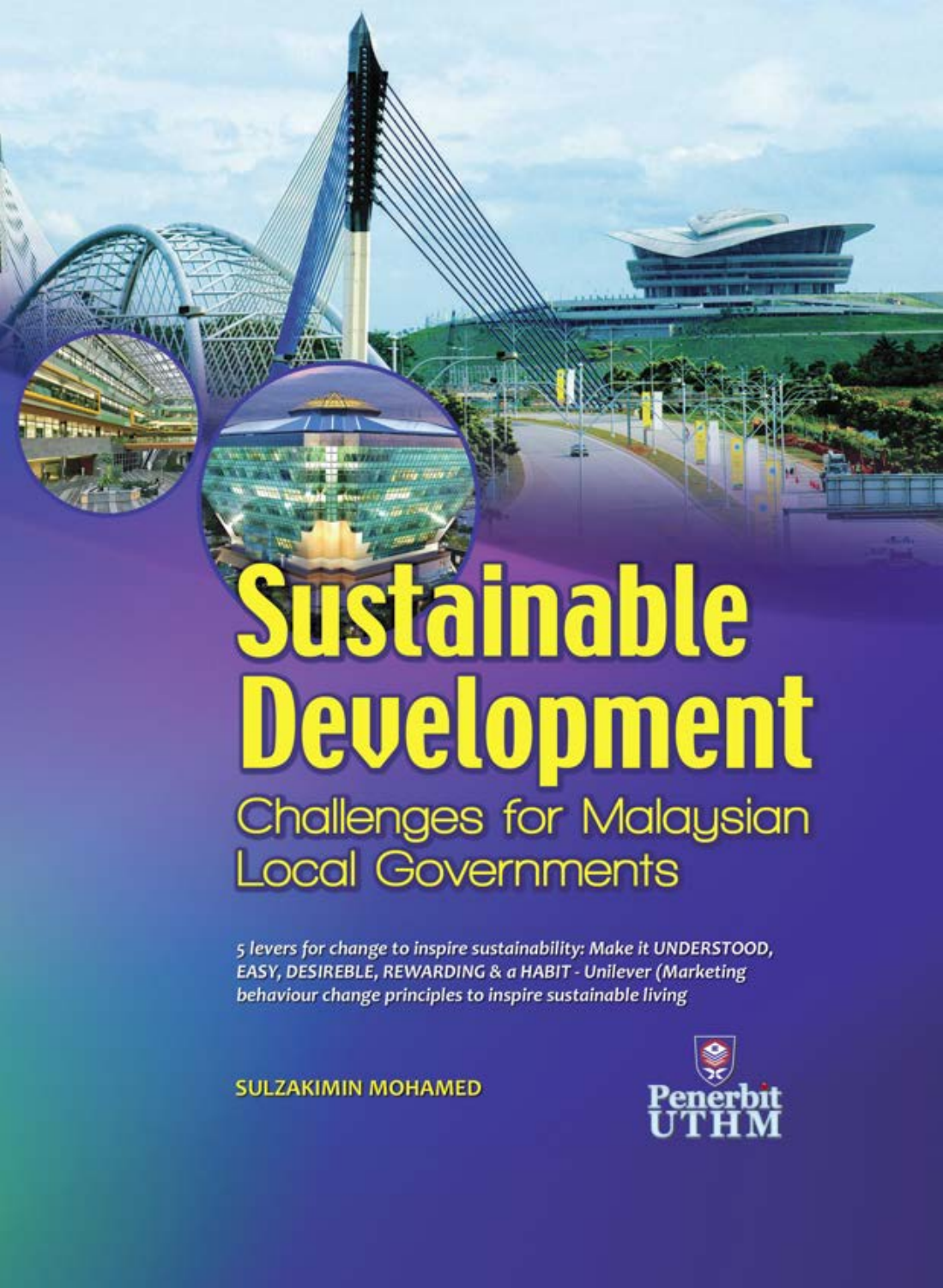# Sustainable Development

## Challenges for Malaysian Local Governments

*5 levers for change to inspire sustainability: Make it UNDERSTOOD, EASY, DESIREBLE, REWARDING & a HABIT - Unilever (Marketing behaviour change principles to inspire sustainable living*

**SULZAKIMIN MOHAMED**

Penerbit UTHM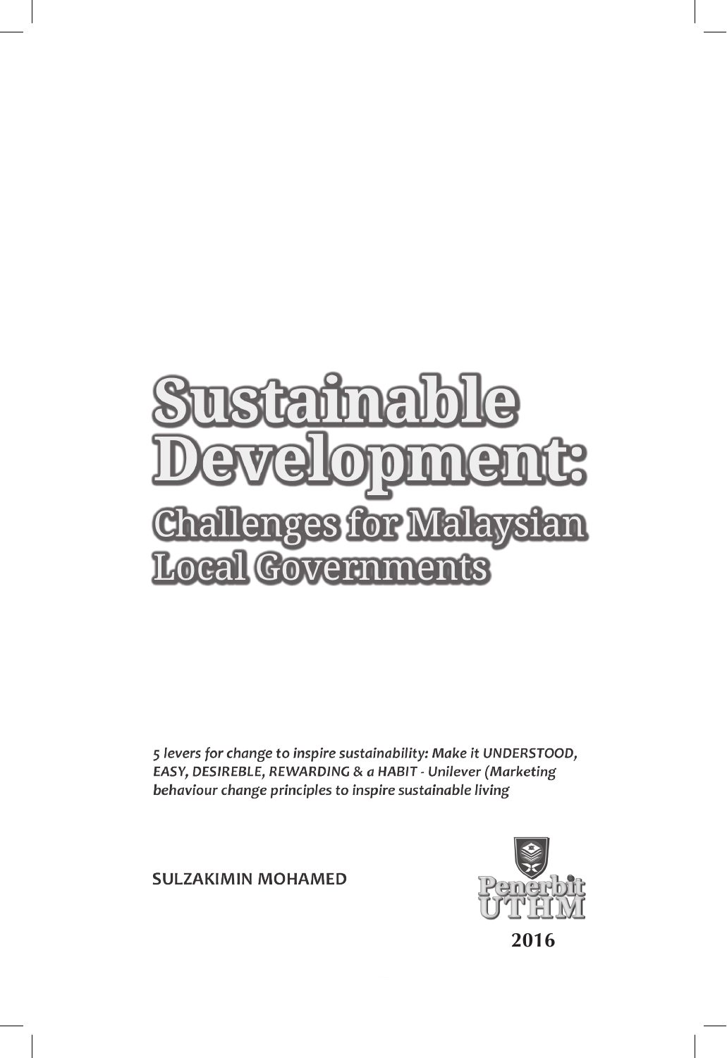# Sustainable Development:

## Challenges for Malaysian Local Governments

*5 levers for change to inspire sustainability: Make it UNDERSTOOD, EASY, DESIREBLE, REWARDING & a HABIT - Unilever (Marketing behaviour change principles to inspire sustainable living*

SULZAKIMIN MOHAMED

Penerbit UTHM

2016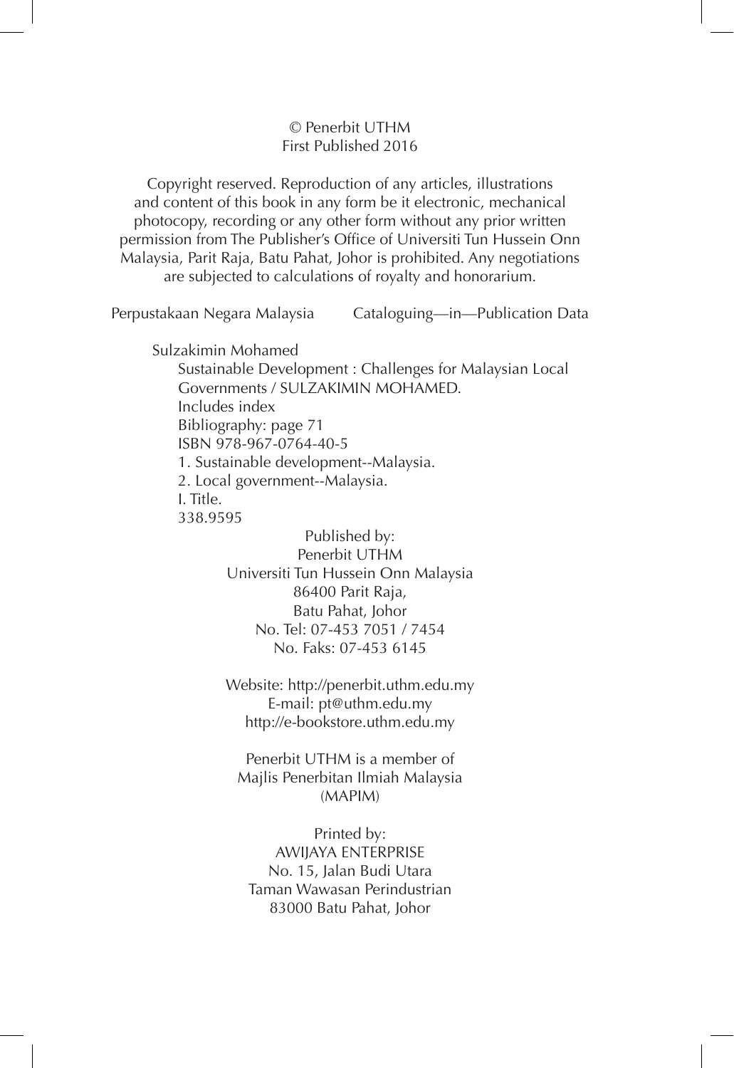© Penerbit UTHM
First Published 2016

Copyright reserved. Reproduction of any articles, illustrations and content of this book in any form be it electronic, mechanical photocopy, recording or any other form without any prior written permission from The Publisher's Office of Universiti Tun Hussein Onn Malaysia, Parit Raja, Batu Pahat, Johor is prohibited. Any negotiations are subjected to calculations of royalty and honorarium.

Perpustakaan Negara Malaysia     Cataloguing—in—Publication Data

Sulzakimin Mohamed
Sustainable Development : Challenges for Malaysian Local Governments / SULZAKIMIN MOHAMED.
Includes index
Bibliography: page 71
ISBN 978-967-0764-40-5
1. Sustainable development--Malaysia.
2. Local government--Malaysia.
I. Title.
338.9595

Published by:
Penerbit UTHM
Universiti Tun Hussein Onn Malaysia
86400 Parit Raja,
Batu Pahat, Johor
No. Tel: 07-453 7051 / 7454
No. Faks: 07-453 6145

Website: http://penerbit.uthm.edu.my
E-mail: pt@uthm.edu.my
http://e-bookstore.uthm.edu.my

Penerbit UTHM is a member of
Majlis Penerbitan Ilmiah Malaysia
(MAPIM)

Printed by:
AWIJAYA ENTERPRISE
No. 15, Jalan Budi Utara
Taman Wawasan Perindustrian
83000 Batu Pahat, Johor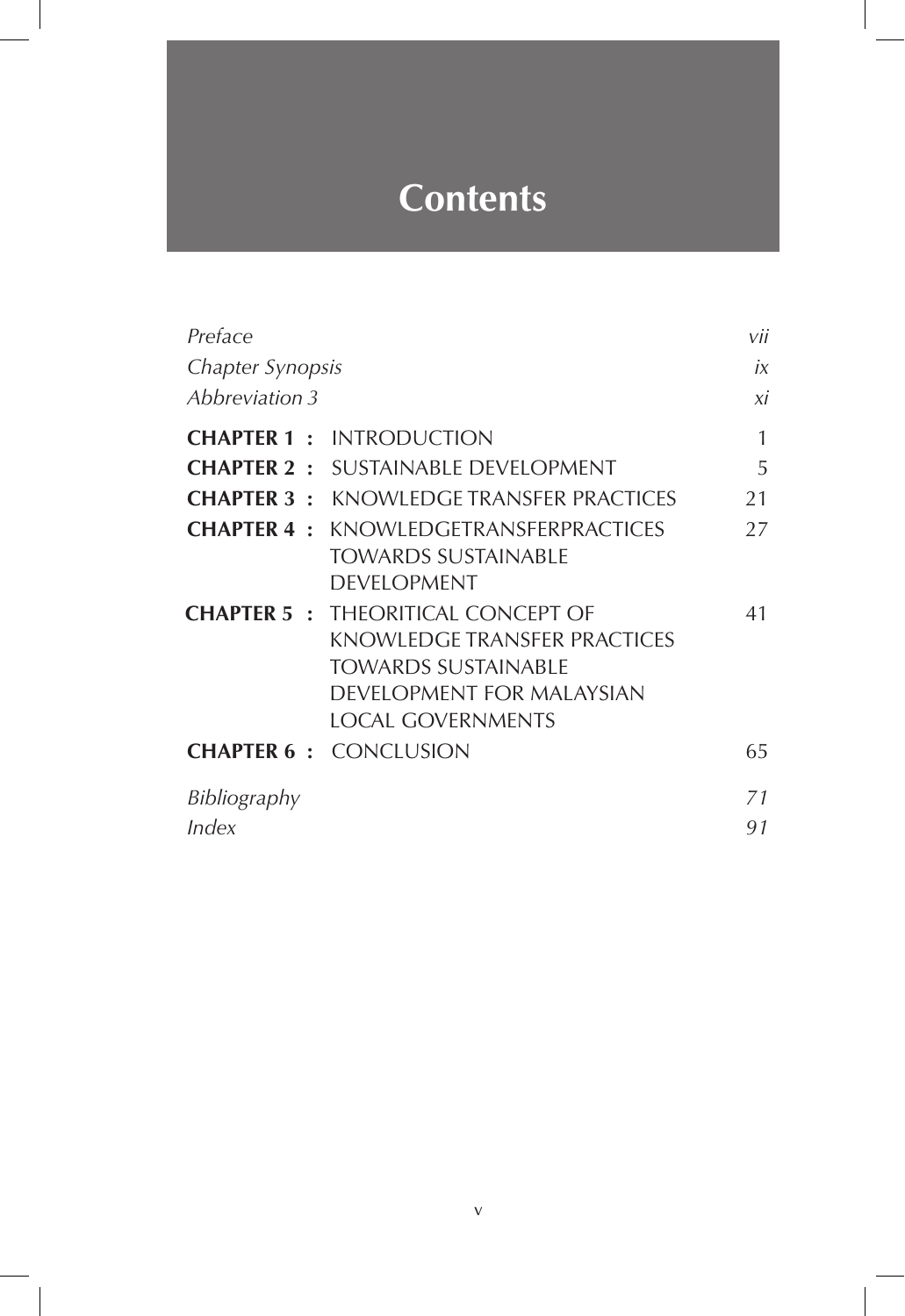# Contents

| | | |
|---|---|---|
| *Preface* | | *vii* |
| *Chapter Synopsis* | | *ix* |
| *Abbreviation 3* | | *xi* |
| **CHAPTER 1 :** | INTRODUCTION | 1 |
| **CHAPTER 2 :** | SUSTAINABLE DEVELOPMENT | 5 |
| **CHAPTER 3 :** | KNOWLEDGE TRANSFER PRACTICES | 21 |
| **CHAPTER 4 :** | KNOWLEDGETRANSFERPRACTICES TOWARDS SUSTAINABLE DEVELOPMENT | 27 |
| **CHAPTER 5 :** | THEORITICAL CONCEPT OF KNOWLEDGE TRANSFER PRACTICES TOWARDS SUSTAINABLE DEVELOPMENT FOR MALAYSIAN LOCAL GOVERNMENTS | 41 |
| **CHAPTER 6 :** | CONCLUSION | 65 |
| *Bibliography* | | *71* |
| *Index* | | *91* |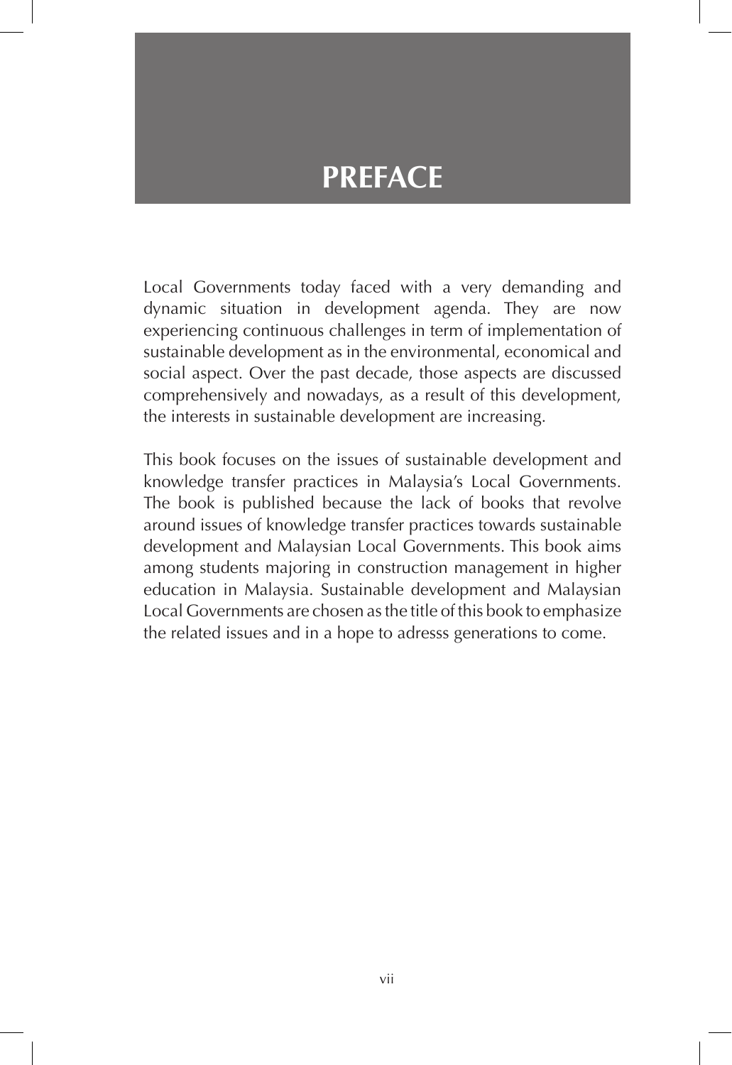# PREFACE

Local Governments today faced with a very demanding and dynamic situation in development agenda. They are now experiencing continuous challenges in term of implementation of sustainable development as in the environmental, economical and social aspect. Over the past decade, those aspects are discussed comprehensively and nowadays, as a result of this development, the interests in sustainable development are increasing.

This book focuses on the issues of sustainable development and knowledge transfer practices in Malaysia's Local Governments. The book is published because the lack of books that revolve around issues of knowledge transfer practices towards sustainable development and Malaysian Local Governments. This book aims among students majoring in construction management in higher education in Malaysia. Sustainable development and Malaysian Local Governments are chosen as the title of this book to emphasize the related issues and in a hope to adresss generations to come.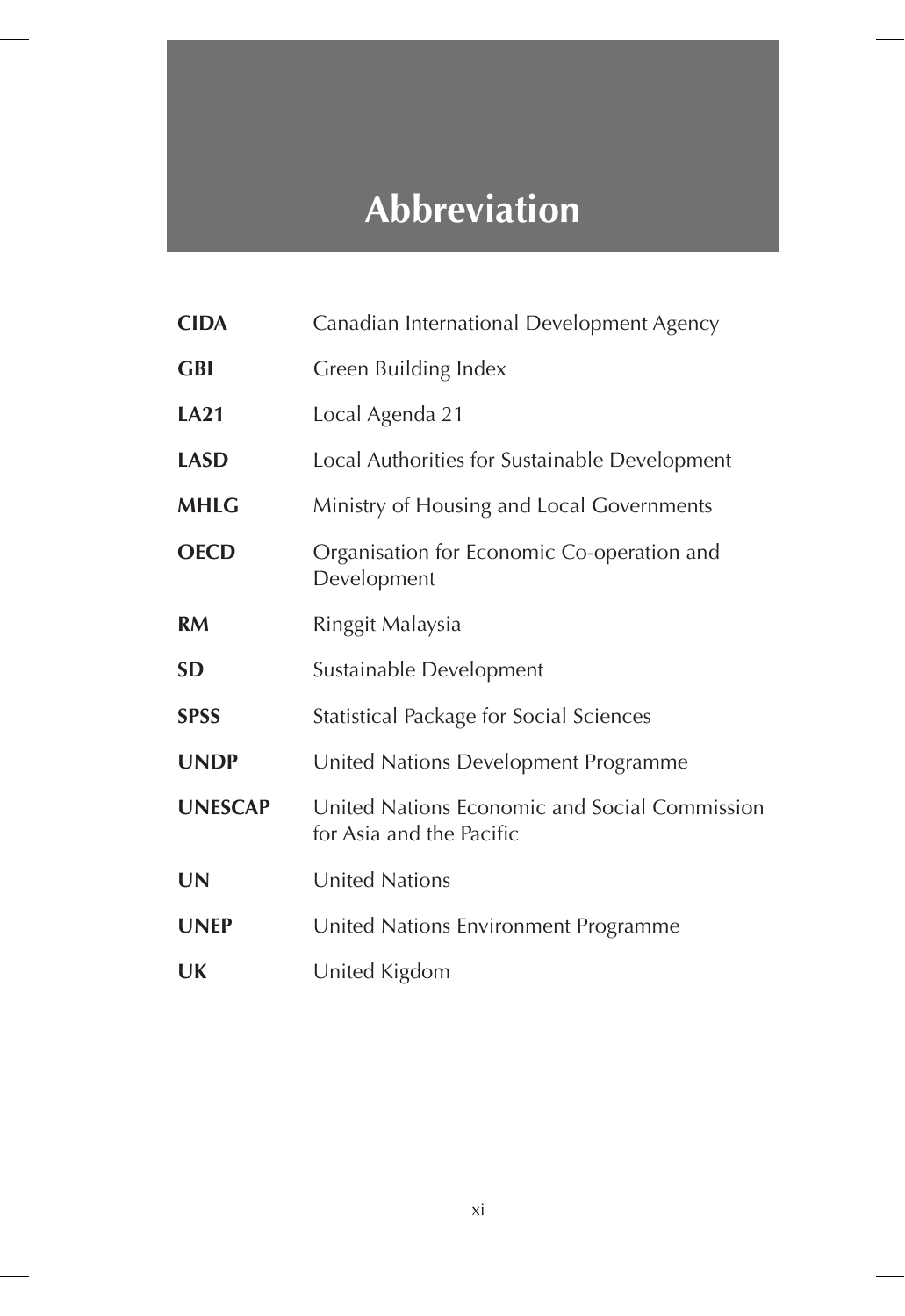# Abbreviation

| | |
|---|---|
| **CIDA** | Canadian International Development Agency |
| **GBI** | Green Building Index |
| **LA21** | Local Agenda 21 |
| **LASD** | Local Authorities for Sustainable Development |
| **MHLG** | Ministry of Housing and Local Governments |
| **OECD** | Organisation for Economic Co-operation and Development |
| **RM** | Ringgit Malaysia |
| **SD** | Sustainable Development |
| **SPSS** | Statistical Package for Social Sciences |
| **UNDP** | United Nations Development Programme |
| **UNESCAP** | United Nations Economic and Social Commission for Asia and the Pacific |
| **UN** | United Nations |
| **UNEP** | United Nations Environment Programme |
| **UK** | United Kigdom |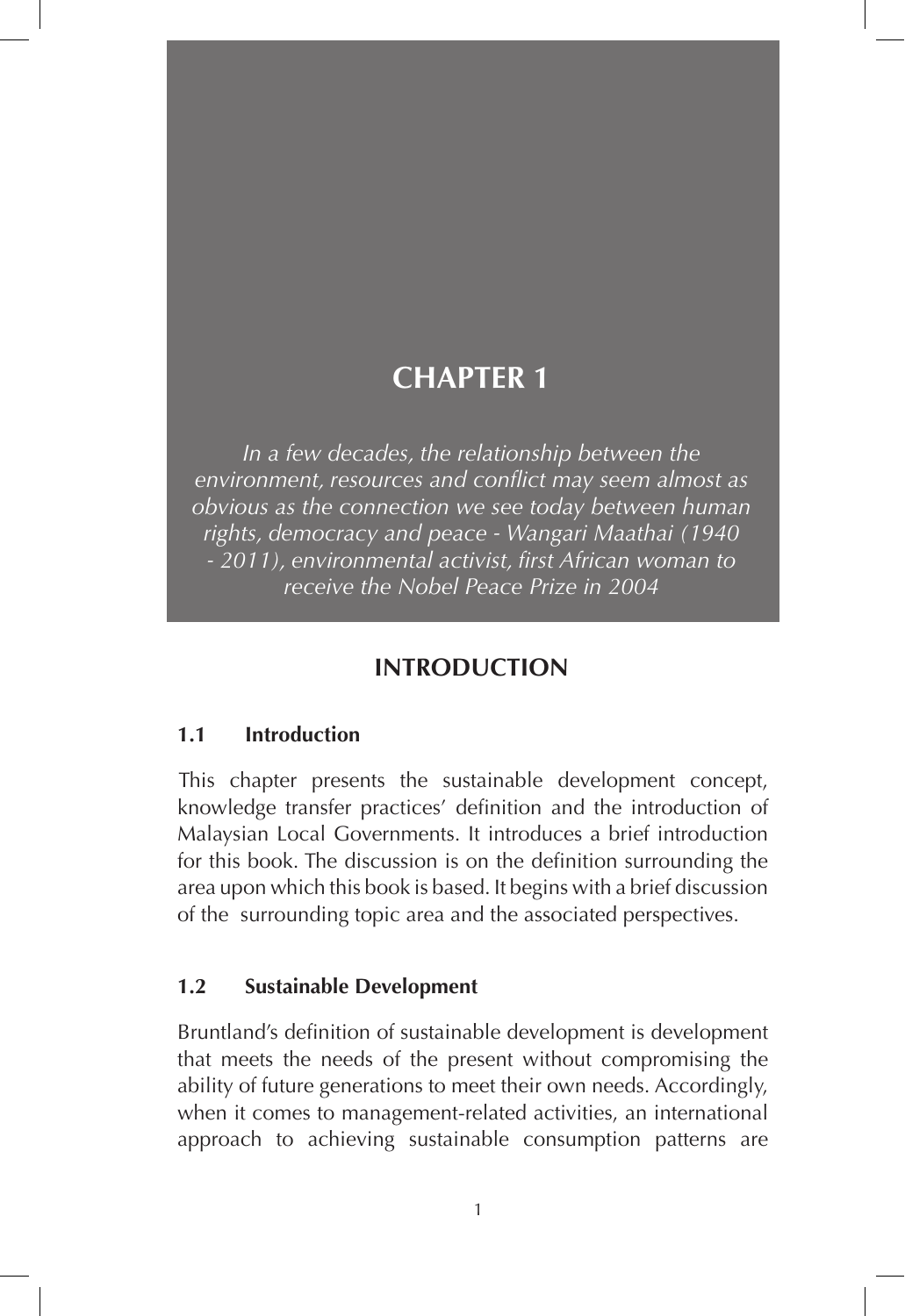# CHAPTER 1

*In a few decades, the relationship between the environment, resources and conflict may seem almost as obvious as the connection we see today between human rights, democracy and peace - Wangari Maathai (1940 - 2011), environmental activist, first African woman to receive the Nobel Peace Prize in 2004*

## INTRODUCTION

### 1.1 Introduction

This chapter presents the sustainable development concept, knowledge transfer practices' definition and the introduction of Malaysian Local Governments. It introduces a brief introduction for this book. The discussion is on the definition surrounding the area upon which this book is based. It begins with a brief discussion of the surrounding topic area and the associated perspectives.

### 1.2 Sustainable Development

Bruntland's definition of sustainable development is development that meets the needs of the present without compromising the ability of future generations to meet their own needs. Accordingly, when it comes to management-related activities, an international approach to achieving sustainable consumption patterns are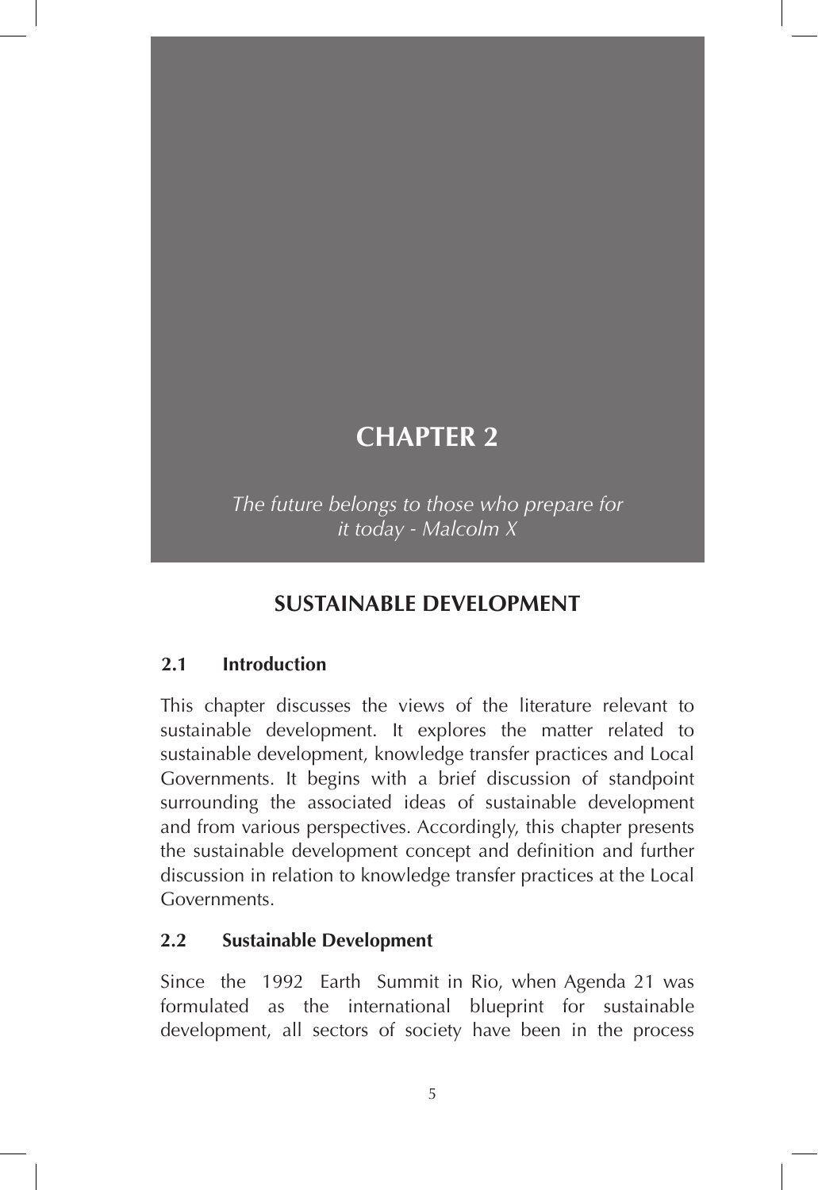# CHAPTER 2

*The future belongs to those who prepare for it today - Malcolm X*

## SUSTAINABLE DEVELOPMENT

### 2.1 Introduction

This chapter discusses the views of the literature relevant to sustainable development. It explores the matter related to sustainable development, knowledge transfer practices and Local Governments. It begins with a brief discussion of standpoint surrounding the associated ideas of sustainable development and from various perspectives. Accordingly, this chapter presents the sustainable development concept and definition and further discussion in relation to knowledge transfer practices at the Local Governments.

### 2.2 Sustainable Development

Since the 1992 Earth Summit in Rio, when Agenda 21 was formulated as the international blueprint for sustainable development, all sectors of society have been in the process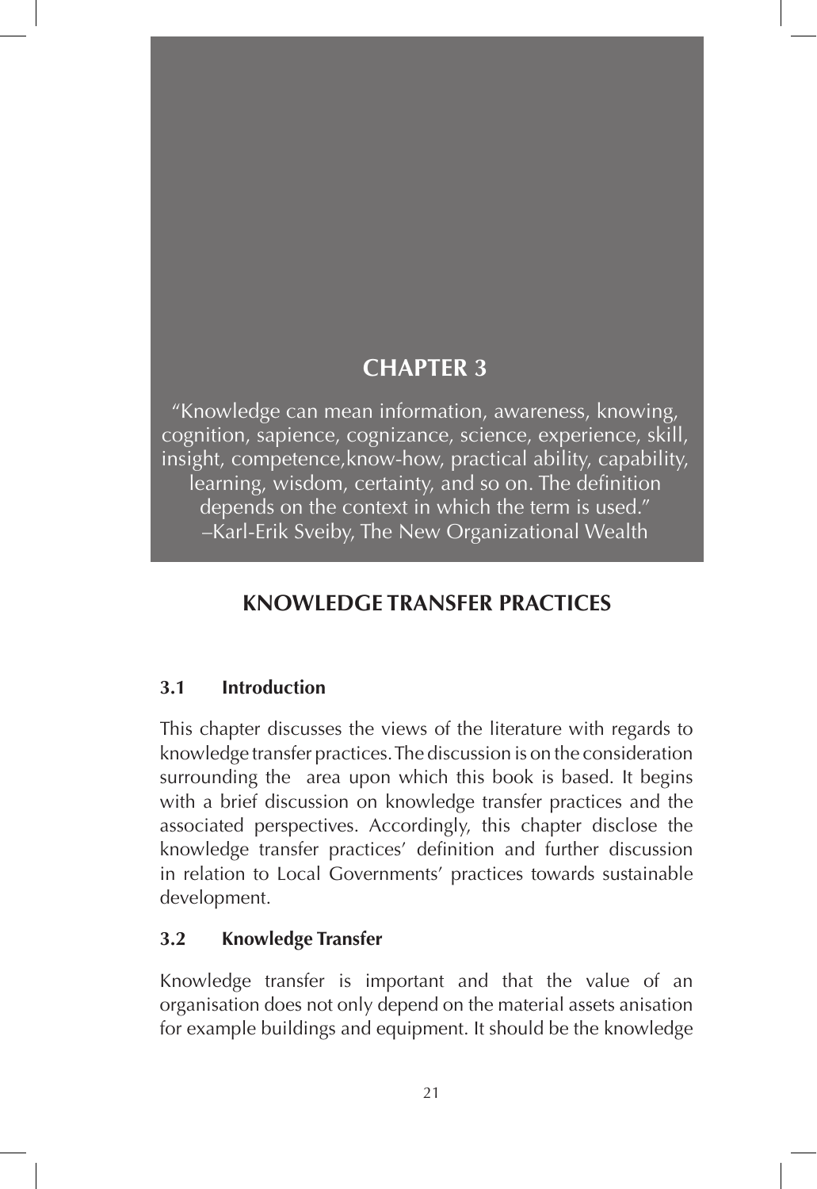# CHAPTER 3

"Knowledge can mean information, awareness, knowing, cognition, sapience, cognizance, science, experience, skill, insight, competence,know-how, practical ability, capability, learning, wisdom, certainty, and so on. The definition depends on the context in which the term is used."
–Karl-Erik Sveiby, The New Organizational Wealth

## KNOWLEDGE TRANSFER PRACTICES

### 3.1 Introduction

This chapter discusses the views of the literature with regards to knowledge transfer practices. The discussion is on the consideration surrounding the area upon which this book is based. It begins with a brief discussion on knowledge transfer practices and the associated perspectives. Accordingly, this chapter disclose the knowledge transfer practices' definition and further discussion in relation to Local Governments' practices towards sustainable development.

### 3.2 Knowledge Transfer

Knowledge transfer is important and that the value of an organisation does not only depend on the material assets anisation for example buildings and equipment. It should be the knowledge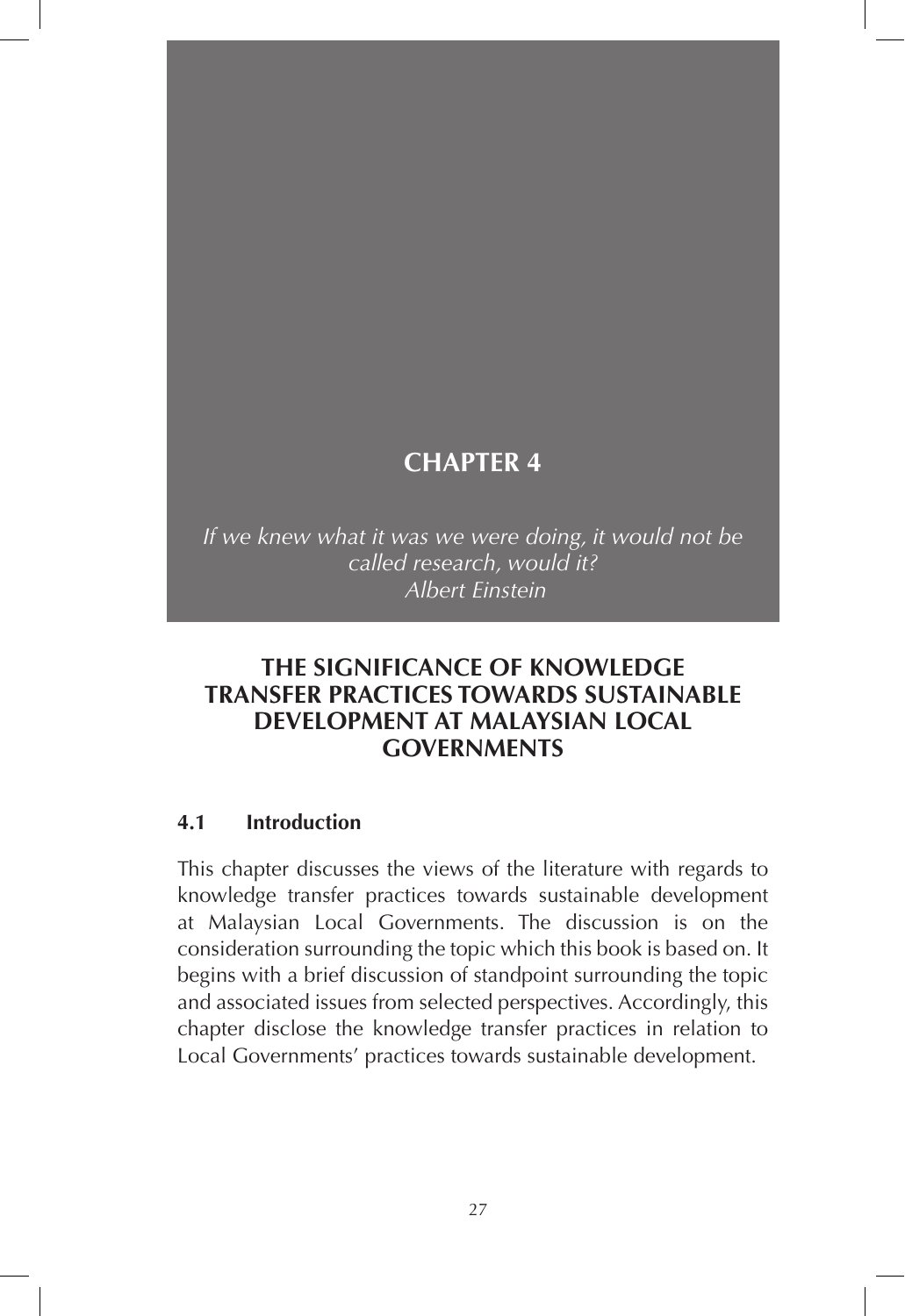# CHAPTER 4

*If we knew what it was we were doing, it would not be called research, would it?*
*Albert Einstein*

## THE SIGNIFICANCE OF KNOWLEDGE TRANSFER PRACTICES TOWARDS SUSTAINABLE DEVELOPMENT AT MALAYSIAN LOCAL GOVERNMENTS

### 4.1 Introduction

This chapter discusses the views of the literature with regards to knowledge transfer practices towards sustainable development at Malaysian Local Governments. The discussion is on the consideration surrounding the topic which this book is based on. It begins with a brief discussion of standpoint surrounding the topic and associated issues from selected perspectives. Accordingly, this chapter disclose the knowledge transfer practices in relation to Local Governments' practices towards sustainable development.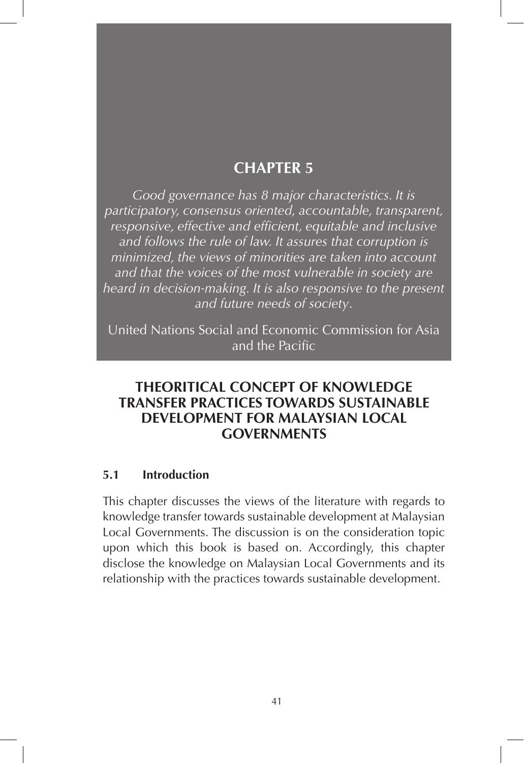# CHAPTER 5

*Good governance has 8 major characteristics. It is participatory, consensus oriented, accountable, transparent, responsive, effective and efficient, equitable and inclusive and follows the rule of law. It assures that corruption is minimized, the views of minorities are taken into account and that the voices of the most vulnerable in society are heard in decision-making. It is also responsive to the present and future needs of society.*

United Nations Social and Economic Commission for Asia and the Pacific

## THEORITICAL CONCEPT OF KNOWLEDGE TRANSFER PRACTICES TOWARDS SUSTAINABLE DEVELOPMENT FOR MALAYSIAN LOCAL GOVERNMENTS

### 5.1 Introduction

This chapter discusses the views of the literature with regards to knowledge transfer towards sustainable development at Malaysian Local Governments. The discussion is on the consideration topic upon which this book is based on. Accordingly, this chapter disclose the knowledge on Malaysian Local Governments and its relationship with the practices towards sustainable development.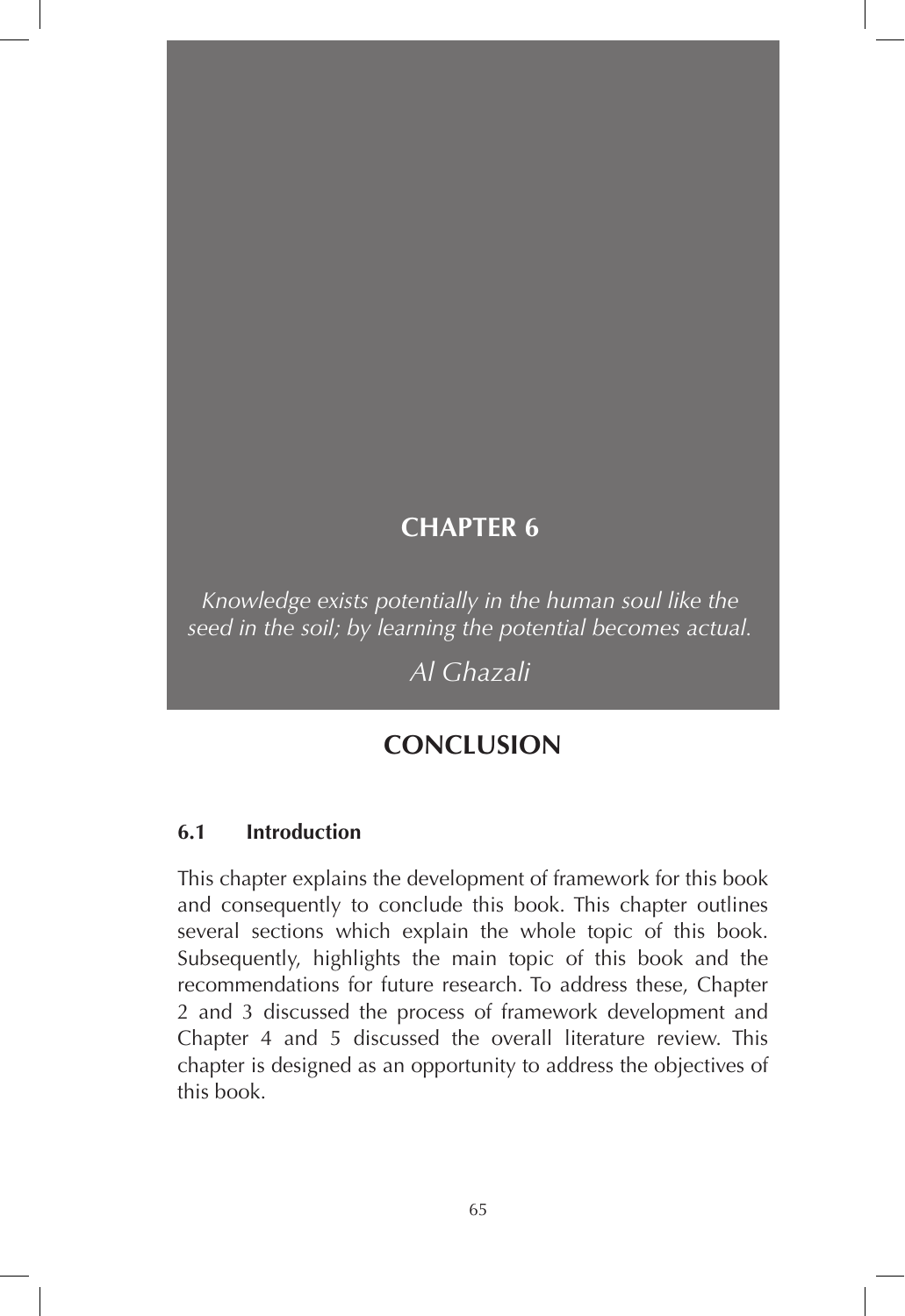# CHAPTER 6

*Knowledge exists potentially in the human soul like the seed in the soil; by learning the potential becomes actual.*

*Al Ghazali*

# CONCLUSION

## 6.1 Introduction

This chapter explains the development of framework for this book and consequently to conclude this book. This chapter outlines several sections which explain the whole topic of this book. Subsequently, highlights the main topic of this book and the recommendations for future research. To address these, Chapter 2 and 3 discussed the process of framework development and Chapter 4 and 5 discussed the overall literature review. This chapter is designed as an opportunity to address the objectives of this book.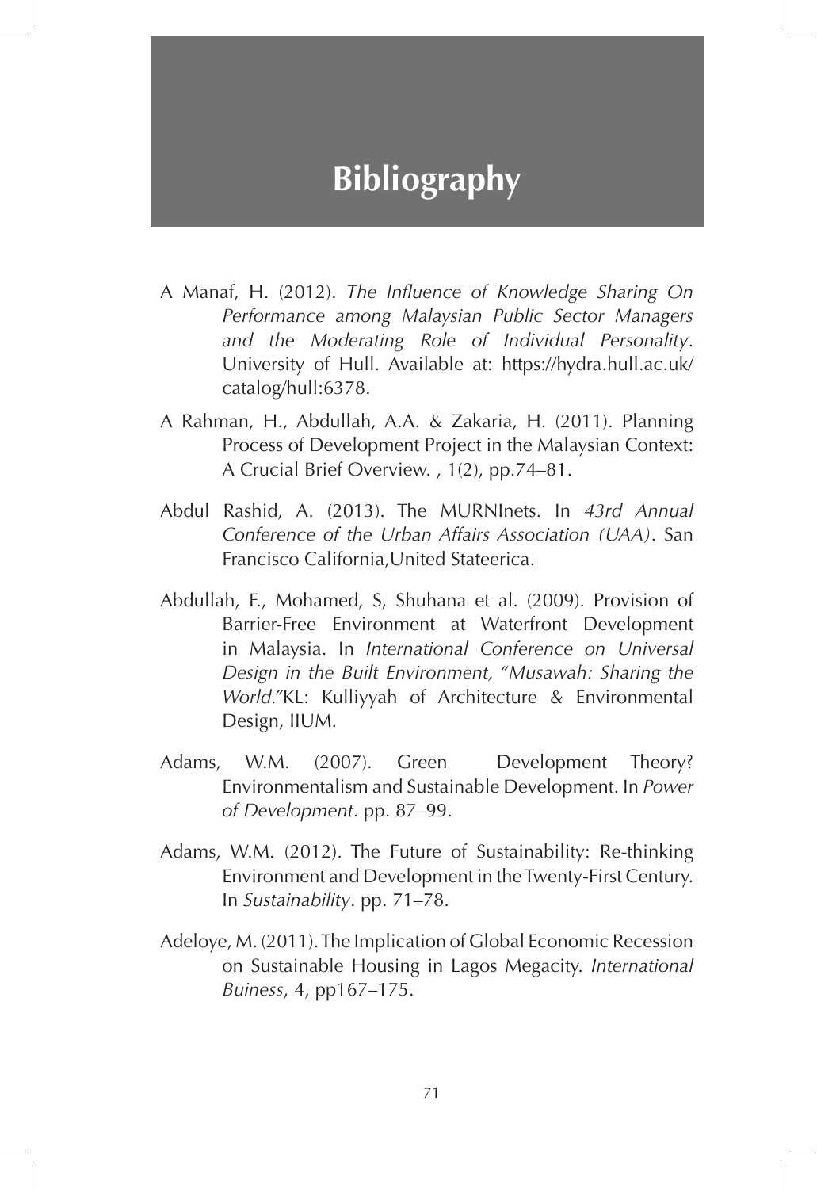# Bibliography

A Manaf, H. (2012). *The Influence of Knowledge Sharing On Performance among Malaysian Public Sector Managers and the Moderating Role of Individual Personality*. University of Hull. Available at: https://hydra.hull.ac.uk/catalog/hull:6378.

A Rahman, H., Abdullah, A.A. & Zakaria, H. (2011). Planning Process of Development Project in the Malaysian Context: A Crucial Brief Overview. , 1(2), pp.74–81.

Abdul Rashid, A. (2013). The MURNInets. In *43rd Annual Conference of the Urban Affairs Association (UAA)*. San Francisco California,United Stateerica.

Abdullah, F., Mohamed, S, Shuhana et al. (2009). Provision of Barrier-Free Environment at Waterfront Development in Malaysia. In *International Conference on Universal Design in the Built Environment, "Musawah: Sharing the World."*KL: Kulliyyah of Architecture & Environmental Design, IIUM.

Adams, W.M. (2007). Green Development Theory? Environmentalism and Sustainable Development. In *Power of Development*. pp. 87–99.

Adams, W.M. (2012). The Future of Sustainability: Re-thinking Environment and Development in the Twenty-First Century. In *Sustainability*. pp. 71–78.

Adeloye, M. (2011). The Implication of Global Economic Recession on Sustainable Housing in Lagos Megacity. *International Buiness*, 4, pp167–175.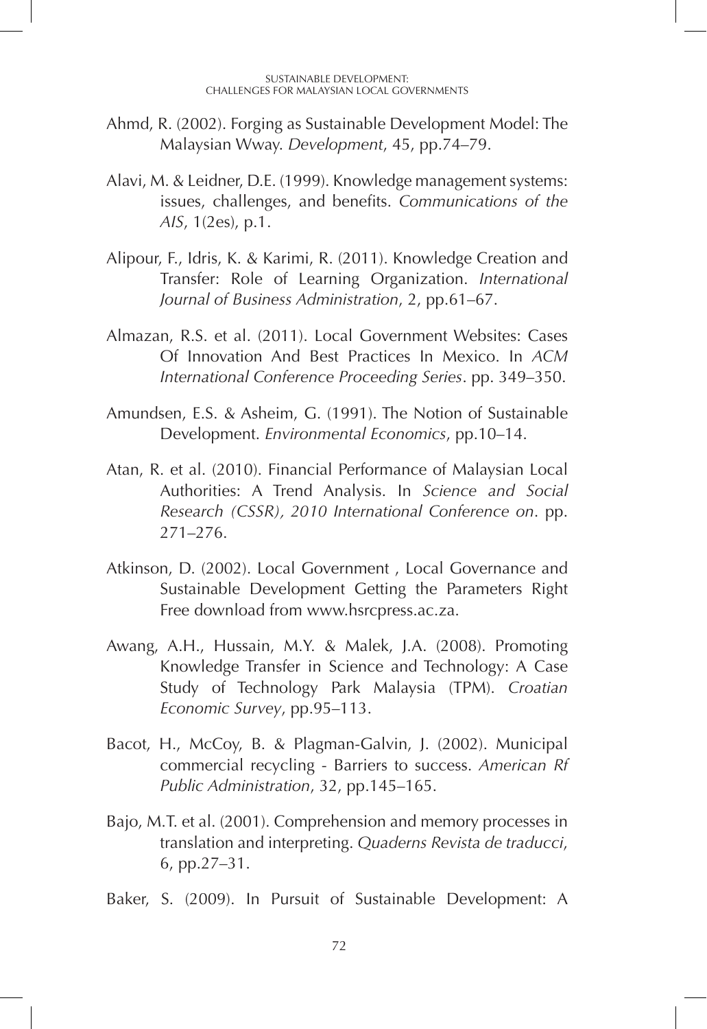Ahmd, R. (2002). Forging as Sustainable Development Model: The Malaysian Wway. *Development*, 45, pp.74–79.

Alavi, M. & Leidner, D.E. (1999). Knowledge management systems: issues, challenges, and benefits. *Communications of the AIS*, 1(2es), p.1.

Alipour, F., Idris, K. & Karimi, R. (2011). Knowledge Creation and Transfer: Role of Learning Organization. *International Journal of Business Administration*, 2, pp.61–67.

Almazan, R.S. et al. (2011). Local Government Websites: Cases Of Innovation And Best Practices In Mexico. In *ACM International Conference Proceeding Series*. pp. 349–350.

Amundsen, E.S. & Asheim, G. (1991). The Notion of Sustainable Development. *Environmental Economics*, pp.10–14.

Atan, R. et al. (2010). Financial Performance of Malaysian Local Authorities: A Trend Analysis. In *Science and Social Research (CSSR), 2010 International Conference on*. pp. 271–276.

Atkinson, D. (2002). Local Government , Local Governance and Sustainable Development Getting the Parameters Right Free download from www.hsrcpress.ac.za.

Awang, A.H., Hussain, M.Y. & Malek, J.A. (2008). Promoting Knowledge Transfer in Science and Technology: A Case Study of Technology Park Malaysia (TPM). *Croatian Economic Survey*, pp.95–113.

Bacot, H., McCoy, B. & Plagman-Galvin, J. (2002). Municipal commercial recycling - Barriers to success. *American Rf Public Administration*, 32, pp.145–165.

Bajo, M.T. et al. (2001). Comprehension and memory processes in translation and interpreting. *Quaderns Revista de traducci*, 6, pp.27–31.

Baker, S. (2009). In Pursuit of Sustainable Development: A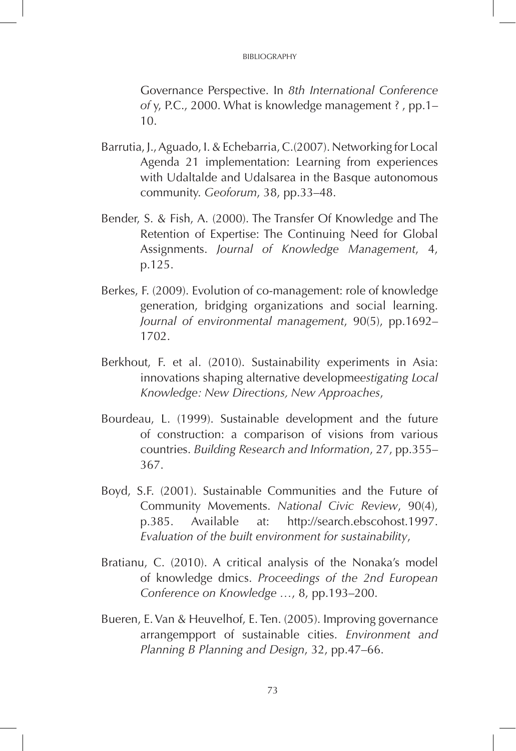Governance Perspective. In *8th International Conference of* y, P.C., 2000. What is knowledge management ? , pp.1–10.

Barrutia, J., Aguado, I. & Echebarria, C.(2007). Networking for Local Agenda 21 implementation: Learning from experiences with Udaltalde and Udalsarea in the Basque autonomous community. *Geoforum*, 38, pp.33–48.

Bender, S. & Fish, A. (2000). The Transfer Of Knowledge and The Retention of Expertise: The Continuing Need for Global Assignments. *Journal of Knowledge Management*, 4, p.125.

Berkes, F. (2009). Evolution of co-management: role of knowledge generation, bridging organizations and social learning. *Journal of environmental management*, 90(5), pp.1692–1702.

Berkhout, F. et al. (2010). Sustainability experiments in Asia: innovations shaping alternative developme*estigating Local Knowledge: New Directions, New Approaches*,

Bourdeau, L. (1999). Sustainable development and the future of construction: a comparison of visions from various countries. *Building Research and Information*, 27, pp.355–367.

Boyd, S.F. (2001). Sustainable Communities and the Future of Community Movements. *National Civic Review*, 90(4), p.385. Available at: http://search.ebscohost.1997. *Evaluation of the built environment for sustainability*,

Bratianu, C. (2010). A critical analysis of the Nonaka's model of knowledge dmics. *Proceedings of the 2nd European Conference on Knowledge …*, 8, pp.193–200.

Bueren, E. Van & Heuvelhof, E. Ten. (2005). Improving governance arrangempport of sustainable cities. *Environment and Planning B Planning and Design*, 32, pp.47–66.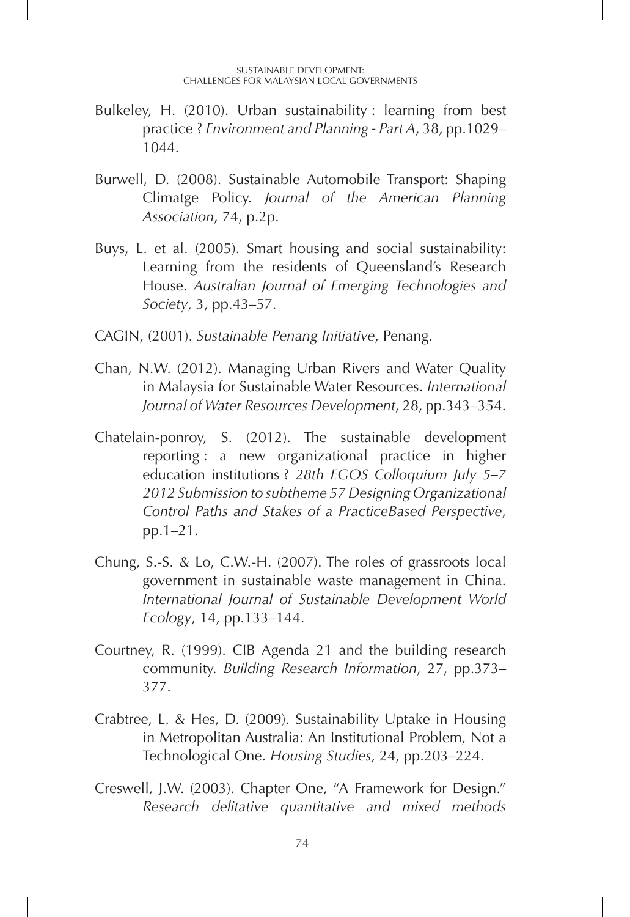Bulkeley, H. (2010). Urban sustainability : learning from best practice ? *Environment and Planning - Part A*, 38, pp.1029–1044.

Burwell, D. (2008). Sustainable Automobile Transport: Shaping Climatge Policy. *Journal of the American Planning Association*, 74, p.2p.

Buys, L. et al. (2005). Smart housing and social sustainability: Learning from the residents of Queensland's Research House. *Australian Journal of Emerging Technologies and Society*, 3, pp.43–57.

CAGIN, (2001). *Sustainable Penang Initiative*, Penang.

Chan, N.W. (2012). Managing Urban Rivers and Water Quality in Malaysia for Sustainable Water Resources. *International Journal of Water Resources Development*, 28, pp.343–354.

Chatelain-ponroy, S. (2012). The sustainable development reporting : a new organizational practice in higher education institutions ? *28th EGOS Colloquium July 5–7 2012 Submission to subtheme 57 Designing Organizational Control Paths and Stakes of a PracticeBased Perspective*, pp.1–21.

Chung, S.-S. & Lo, C.W.-H. (2007). The roles of grassroots local government in sustainable waste management in China. *International Journal of Sustainable Development World Ecology*, 14, pp.133–144.

Courtney, R. (1999). CIB Agenda 21 and the building research community. *Building Research Information*, 27, pp.373–377.

Crabtree, L. & Hes, D. (2009). Sustainability Uptake in Housing in Metropolitan Australia: An Institutional Problem, Not a Technological One. *Housing Studies*, 24, pp.203–224.

Creswell, J.W. (2003). Chapter One, "A Framework for Design." *Research delitative quantitative and mixed methods*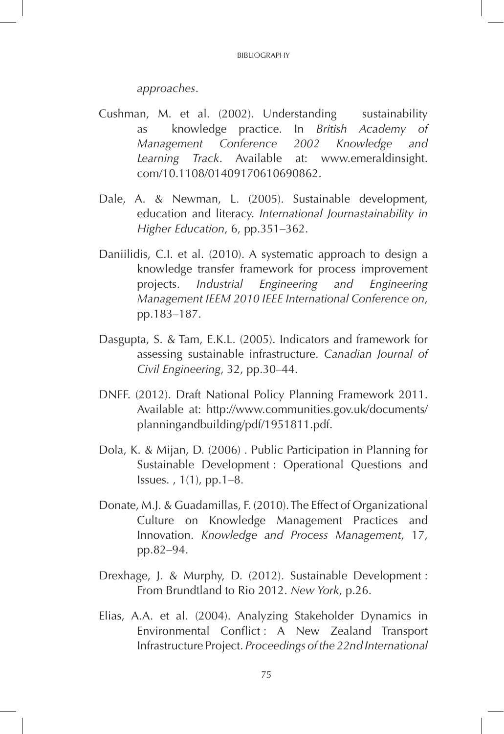*approaches*.

Cushman, M. et al. (2002). Understanding sustainability as knowledge practice. In *British Academy of Management Conference 2002 Knowledge and Learning Track*. Available at: www.emeraldinsight.com/10.1108/01409170610690862.

Dale, A. & Newman, L. (2005). Sustainable development, education and literacy. *International Journastainability in Higher Education*, 6, pp.351–362.

Daniilidis, C.I. et al. (2010). A systematic approach to design a knowledge transfer framework for process improvement projects. *Industrial Engineering and Engineering Management IEEM 2010 IEEE International Conference on*, pp.183–187.

Dasgupta, S. & Tam, E.K.L. (2005). Indicators and framework for assessing sustainable infrastructure. *Canadian Journal of Civil Engineering*, 32, pp.30–44.

DNFF. (2012). Draft National Policy Planning Framework 2011. Available at: http://www.communities.gov.uk/documents/planningandbuilding/pdf/1951811.pdf.

Dola, K. & Mijan, D. (2006) . Public Participation in Planning for Sustainable Development : Operational Questions and Issues. , 1(1), pp.1–8.

Donate, M.J. & Guadamillas, F. (2010). The Effect of Organizational Culture on Knowledge Management Practices and Innovation. *Knowledge and Process Management*, 17, pp.82–94.

Drexhage, J. & Murphy, D. (2012). Sustainable Development : From Brundtland to Rio 2012. *New York*, p.26.

Elias, A.A. et al. (2004). Analyzing Stakeholder Dynamics in Environmental Conflict : A New Zealand Transport Infrastructure Project. *Proceedings of the 22nd International*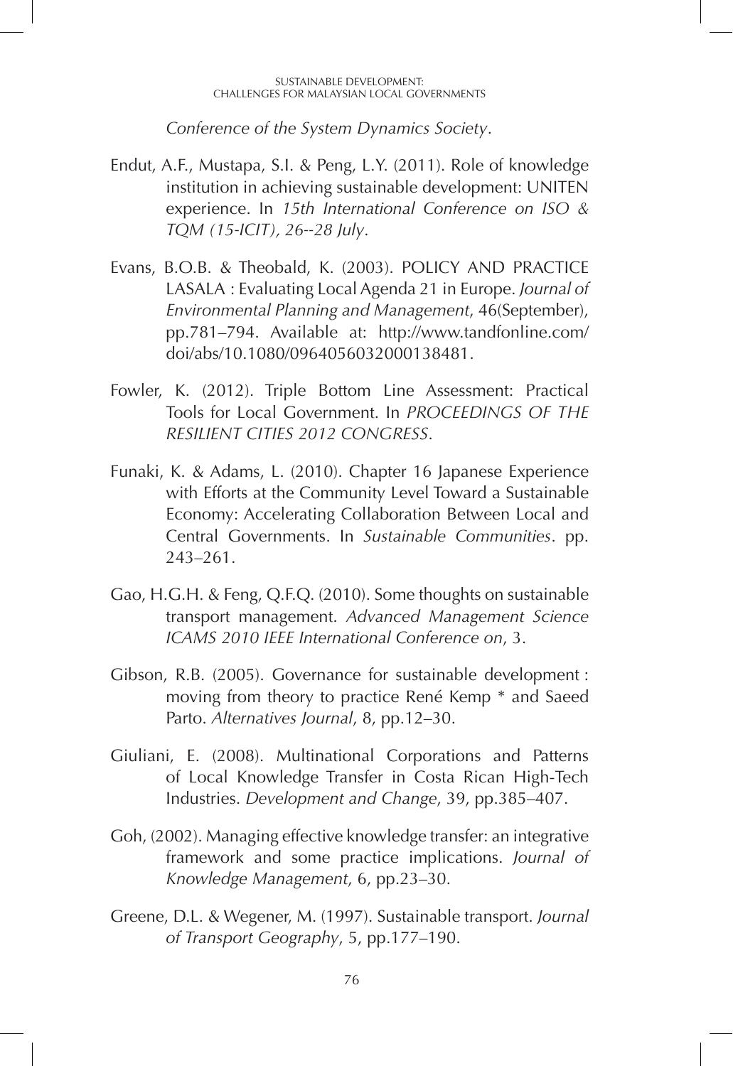*Conference of the System Dynamics Society*.

Endut, A.F., Mustapa, S.I. & Peng, L.Y. (2011). Role of knowledge institution in achieving sustainable development: UNITEN experience. In *15th International Conference on ISO & TQM (15-ICIT), 26--28 July*.

Evans, B.O.B. & Theobald, K. (2003). POLICY AND PRACTICE LASALA : Evaluating Local Agenda 21 in Europe. *Journal of Environmental Planning and Management*, 46(September), pp.781–794. Available at: http://www.tandfonline.com/doi/abs/10.1080/0964056032000138481.

Fowler, K. (2012). Triple Bottom Line Assessment: Practical Tools for Local Government. In *PROCEEDINGS OF THE RESILIENT CITIES 2012 CONGRESS*.

Funaki, K. & Adams, L. (2010). Chapter 16 Japanese Experience with Efforts at the Community Level Toward a Sustainable Economy: Accelerating Collaboration Between Local and Central Governments. In *Sustainable Communities*. pp. 243–261.

Gao, H.G.H. & Feng, Q.F.Q. (2010). Some thoughts on sustainable transport management. *Advanced Management Science ICAMS 2010 IEEE International Conference on*, 3.

Gibson, R.B. (2005). Governance for sustainable development : moving from theory to practice René Kemp * and Saeed Parto. *Alternatives Journal*, 8, pp.12–30.

Giuliani, E. (2008). Multinational Corporations and Patterns of Local Knowledge Transfer in Costa Rican High-Tech Industries. *Development and Change*, 39, pp.385–407.

Goh, (2002). Managing effective knowledge transfer: an integrative framework and some practice implications. *Journal of Knowledge Management*, 6, pp.23–30.

Greene, D.L. & Wegener, M. (1997). Sustainable transport. *Journal of Transport Geography*, 5, pp.177–190.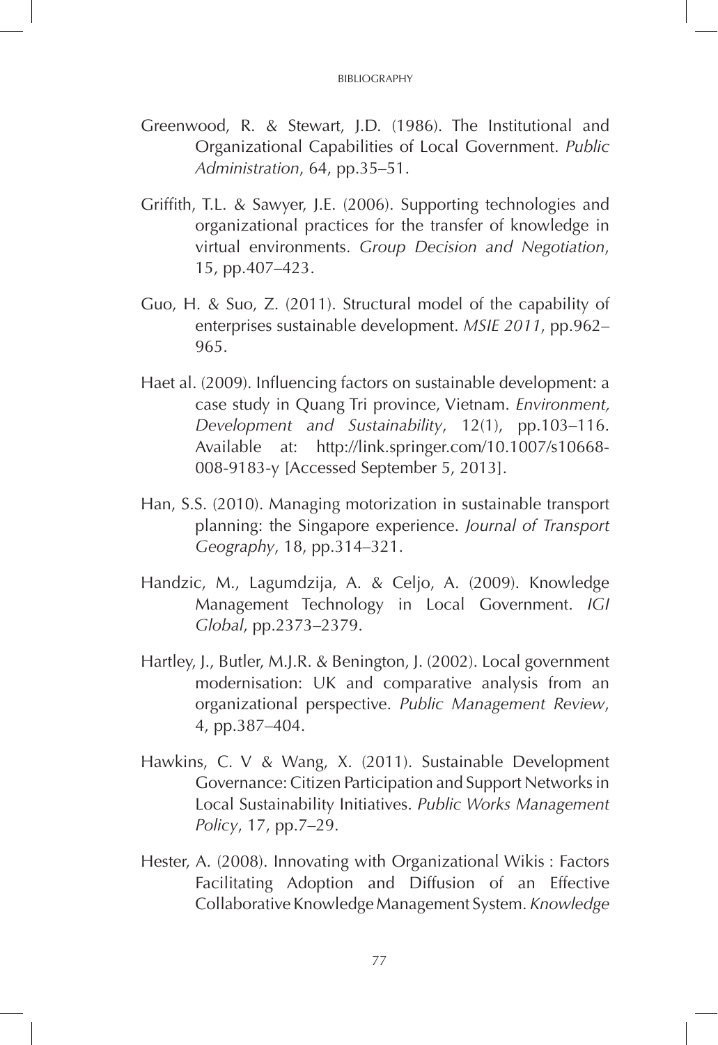Greenwood, R. & Stewart, J.D. (1986). The Institutional and Organizational Capabilities of Local Government. *Public Administration*, 64, pp.35–51.

Griffith, T.L. & Sawyer, J.E. (2006). Supporting technologies and organizational practices for the transfer of knowledge in virtual environments. *Group Decision and Negotiation*, 15, pp.407–423.

Guo, H. & Suo, Z. (2011). Structural model of the capability of enterprises sustainable development. *MSIE 2011*, pp.962–965.

Haet al. (2009). Influencing factors on sustainable development: a case study in Quang Tri province, Vietnam. *Environment, Development and Sustainability*, 12(1), pp.103–116. Available at: http://link.springer.com/10.1007/s10668-008-9183-y [Accessed September 5, 2013].

Han, S.S. (2010). Managing motorization in sustainable transport planning: the Singapore experience. *Journal of Transport Geography*, 18, pp.314–321.

Handzic, M., Lagumdzija, A. & Celjo, A. (2009). Knowledge Management Technology in Local Government. *IGI Global*, pp.2373–2379.

Hartley, J., Butler, M.J.R. & Benington, J. (2002). Local government modernisation: UK and comparative analysis from an organizational perspective. *Public Management Review*, 4, pp.387–404.

Hawkins, C. V & Wang, X. (2011). Sustainable Development Governance: Citizen Participation and Support Networks in Local Sustainability Initiatives. *Public Works Management Policy*, 17, pp.7–29.

Hester, A. (2008). Innovating with Organizational Wikis : Factors Facilitating Adoption and Diffusion of an Effective Collaborative Knowledge Management System. *Knowledge*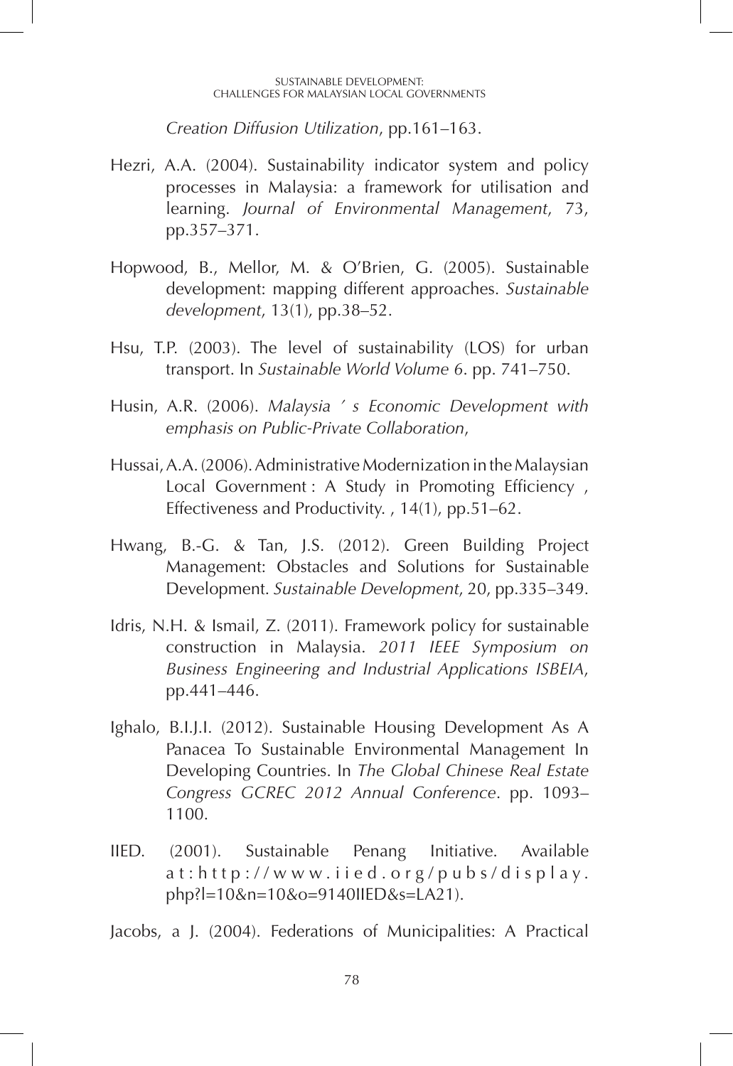*Creation Diffusion Utilization*, pp.161–163.

Hezri, A.A. (2004). Sustainability indicator system and policy processes in Malaysia: a framework for utilisation and learning. *Journal of Environmental Management*, 73, pp.357–371.

Hopwood, B., Mellor, M. & O'Brien, G. (2005). Sustainable development: mapping different approaches. *Sustainable development*, 13(1), pp.38–52.

Hsu, T.P. (2003). The level of sustainability (LOS) for urban transport. In *Sustainable World Volume 6*. pp. 741–750.

Husin, A.R. (2006). *Malaysia ' s Economic Development with emphasis on Public-Private Collaboration*,

Hussai, A.A. (2006). Administrative Modernization in the Malaysian Local Government : A Study in Promoting Efficiency , Effectiveness and Productivity. , 14(1), pp.51–62.

Hwang, B.-G. & Tan, J.S. (2012). Green Building Project Management: Obstacles and Solutions for Sustainable Development. *Sustainable Development*, 20, pp.335–349.

Idris, N.H. & Ismail, Z. (2011). Framework policy for sustainable construction in Malaysia. *2011 IEEE Symposium on Business Engineering and Industrial Applications ISBEIA*, pp.441–446.

Ighalo, B.I.J.I. (2012). Sustainable Housing Development As A Panacea To Sustainable Environmental Management In Developing Countries. In *The Global Chinese Real Estate Congress GCREC 2012 Annual Conference*. pp. 1093–1100.

IIED. (2001). Sustainable Penang Initiative. Available at:http://www.iied.org/pubs/display.php?l=10&n=10&o=9140IIED&s=LA21).

Jacobs, a J. (2004). Federations of Municipalities: A Practical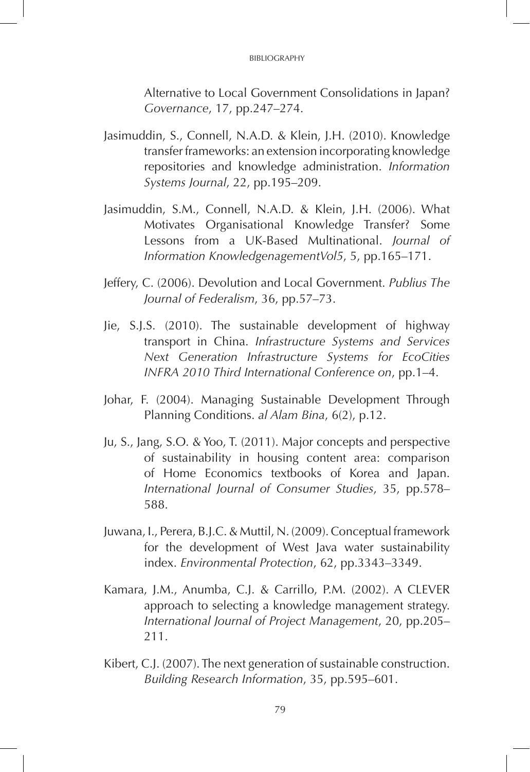Alternative to Local Government Consolidations in Japan? *Governance*, 17, pp.247–274.

Jasimuddin, S., Connell, N.A.D. & Klein, J.H. (2010). Knowledge transfer frameworks: an extension incorporating knowledge repositories and knowledge administration. *Information Systems Journal*, 22, pp.195–209.

Jasimuddin, S.M., Connell, N.A.D. & Klein, J.H. (2006). What Motivates Organisational Knowledge Transfer? Some Lessons from a UK-Based Multinational. *Journal of Information KnowledgenagementVol5*, 5, pp.165–171.

Jeffery, C. (2006). Devolution and Local Government. *Publius The Journal of Federalism*, 36, pp.57–73.

Jie, S.J.S. (2010). The sustainable development of highway transport in China. *Infrastructure Systems and Services Next Generation Infrastructure Systems for EcoCities INFRA 2010 Third International Conference on*, pp.1–4.

Johar, F. (2004). Managing Sustainable Development Through Planning Conditions. *al Alam Bina*, 6(2), p.12.

Ju, S., Jang, S.O. & Yoo, T. (2011). Major concepts and perspective of sustainability in housing content area: comparison of Home Economics textbooks of Korea and Japan. *International Journal of Consumer Studies*, 35, pp.578–588.

Juwana, I., Perera, B.J.C. & Muttil, N. (2009). Conceptual framework for the development of West Java water sustainability index. *Environmental Protection*, 62, pp.3343–3349.

Kamara, J.M., Anumba, C.J. & Carrillo, P.M. (2002). A CLEVER approach to selecting a knowledge management strategy. *International Journal of Project Management*, 20, pp.205–211.

Kibert, C.J. (2007). The next generation of sustainable construction. *Building Research Information*, 35, pp.595–601.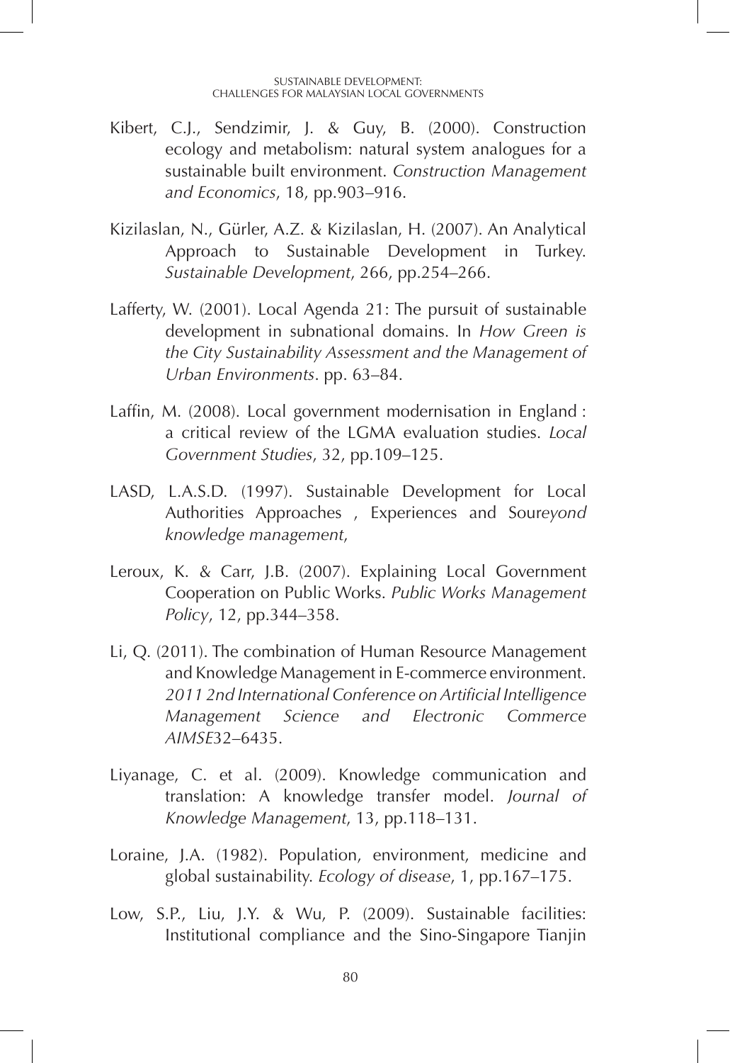Kibert, C.J., Sendzimir, J. & Guy, B. (2000). Construction ecology and metabolism: natural system analogues for a sustainable built environment. *Construction Management and Economics*, 18, pp.903–916.

Kizilaslan, N., Gürler, A.Z. & Kizilaslan, H. (2007). An Analytical Approach to Sustainable Development in Turkey. *Sustainable Development*, 266, pp.254–266.

Lafferty, W. (2001). Local Agenda 21: The pursuit of sustainable development in subnational domains. In *How Green is the City Sustainability Assessment and the Management of Urban Environments*. pp. 63–84.

Laffin, M. (2008). Local government modernisation in England : a critical review of the LGMA evaluation studies. *Local Government Studies*, 32, pp.109–125.

LASD, L.A.S.D. (1997). Sustainable Development for Local Authorities Approaches , Experiences and Soure*yond knowledge management*,

Leroux, K. & Carr, J.B. (2007). Explaining Local Government Cooperation on Public Works. *Public Works Management Policy*, 12, pp.344–358.

Li, Q. (2011). The combination of Human Resource Management and Knowledge Management in E-commerce environment. *2011 2nd International Conference on Artificial Intelligence Management Science and Electronic Commerce AIMSE*32–6435.

Liyanage, C. et al. (2009). Knowledge communication and translation: A knowledge transfer model. *Journal of Knowledge Management*, 13, pp.118–131.

Loraine, J.A. (1982). Population, environment, medicine and global sustainability. *Ecology of disease*, 1, pp.167–175.

Low, S.P., Liu, J.Y. & Wu, P. (2009). Sustainable facilities: Institutional compliance and the Sino-Singapore Tianjin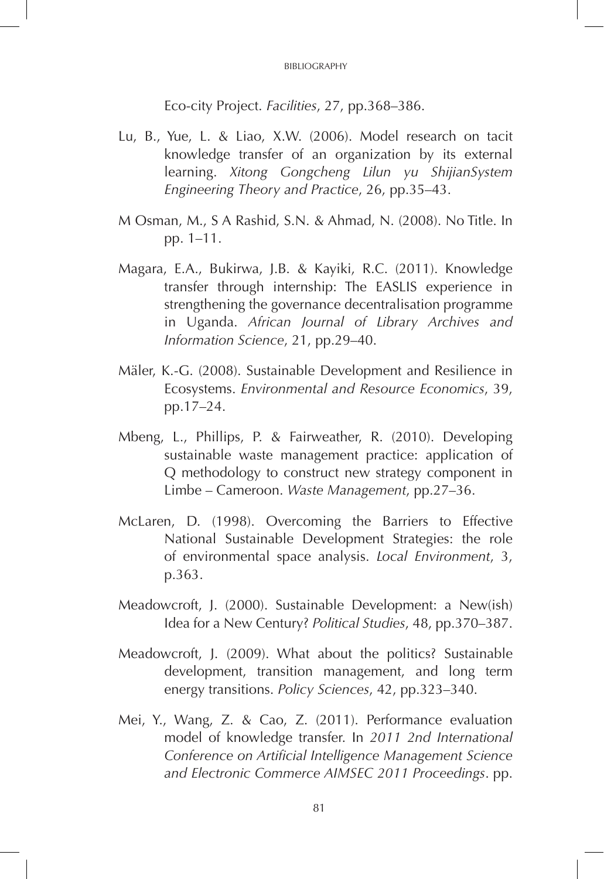Eco-city Project. *Facilities*, 27, pp.368–386.

Lu, B., Yue, L. & Liao, X.W. (2006). Model research on tacit knowledge transfer of an organization by its external learning. *Xitong Gongcheng Lilun yu ShijianSystem Engineering Theory and Practice*, 26, pp.35–43.

M Osman, M., S A Rashid, S.N. & Ahmad, N. (2008). No Title. In pp. 1–11.

Magara, E.A., Bukirwa, J.B. & Kayiki, R.C. (2011). Knowledge transfer through internship: The EASLIS experience in strengthening the governance decentralisation programme in Uganda. *African Journal of Library Archives and Information Science*, 21, pp.29–40.

Mäler, K.-G. (2008). Sustainable Development and Resilience in Ecosystems. *Environmental and Resource Economics*, 39, pp.17–24.

Mbeng, L., Phillips, P. & Fairweather, R. (2010). Developing sustainable waste management practice: application of Q methodology to construct new strategy component in Limbe – Cameroon. *Waste Management*, pp.27–36.

McLaren, D. (1998). Overcoming the Barriers to Effective National Sustainable Development Strategies: the role of environmental space analysis. *Local Environment*, 3, p.363.

Meadowcroft, J. (2000). Sustainable Development: a New(ish) Idea for a New Century? *Political Studies*, 48, pp.370–387.

Meadowcroft, J. (2009). What about the politics? Sustainable development, transition management, and long term energy transitions. *Policy Sciences*, 42, pp.323–340.

Mei, Y., Wang, Z. & Cao, Z. (2011). Performance evaluation model of knowledge transfer. In *2011 2nd International Conference on Artificial Intelligence Management Science and Electronic Commerce AIMSEC 2011 Proceedings*. pp.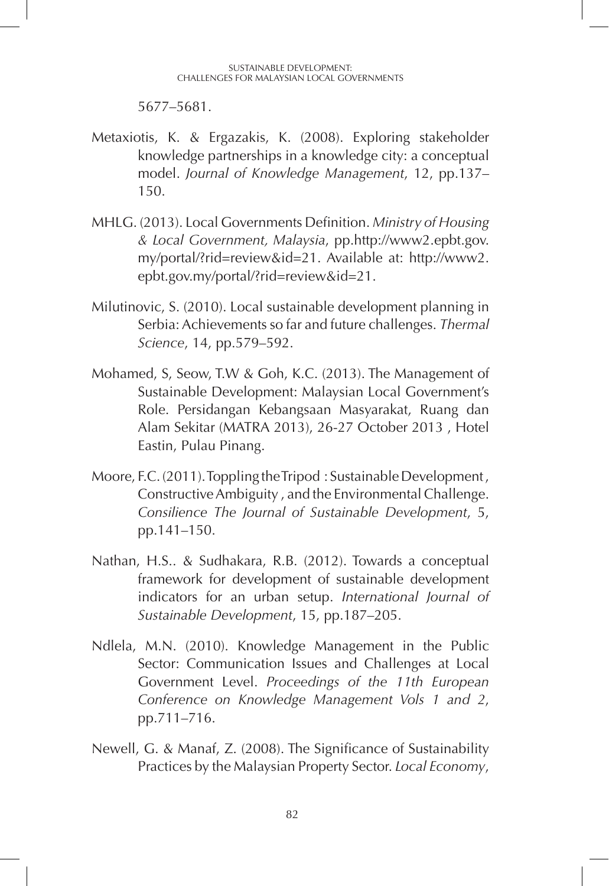5677–5681.

Metaxiotis, K. & Ergazakis, K. (2008). Exploring stakeholder knowledge partnerships in a knowledge city: a conceptual model. *Journal of Knowledge Management*, 12, pp.137–150.

MHLG. (2013). Local Governments Definition. *Ministry of Housing & Local Government, Malaysia*, pp.http://www2.epbt.gov.my/portal/?rid=review&id=21. Available at: http://www2.epbt.gov.my/portal/?rid=review&id=21.

Milutinovic, S. (2010). Local sustainable development planning in Serbia: Achievements so far and future challenges. *Thermal Science*, 14, pp.579–592.

Mohamed, S, Seow, T.W & Goh, K.C. (2013). The Management of Sustainable Development: Malaysian Local Government's Role. Persidangan Kebangsaan Masyarakat, Ruang dan Alam Sekitar (MATRA 2013), 26-27 October 2013 , Hotel Eastin, Pulau Pinang.

Moore, F.C. (2011). Toppling the Tripod : Sustainable Development , Constructive Ambiguity , and the Environmental Challenge. *Consilience The Journal of Sustainable Development*, 5, pp.141–150.

Nathan, H.S.. & Sudhakara, R.B. (2012). Towards a conceptual framework for development of sustainable development indicators for an urban setup. *International Journal of Sustainable Development*, 15, pp.187–205.

Ndlela, M.N. (2010). Knowledge Management in the Public Sector: Communication Issues and Challenges at Local Government Level. *Proceedings of the 11th European Conference on Knowledge Management Vols 1 and 2*, pp.711–716.

Newell, G. & Manaf, Z. (2008). The Significance of Sustainability Practices by the Malaysian Property Sector. *Local Economy*,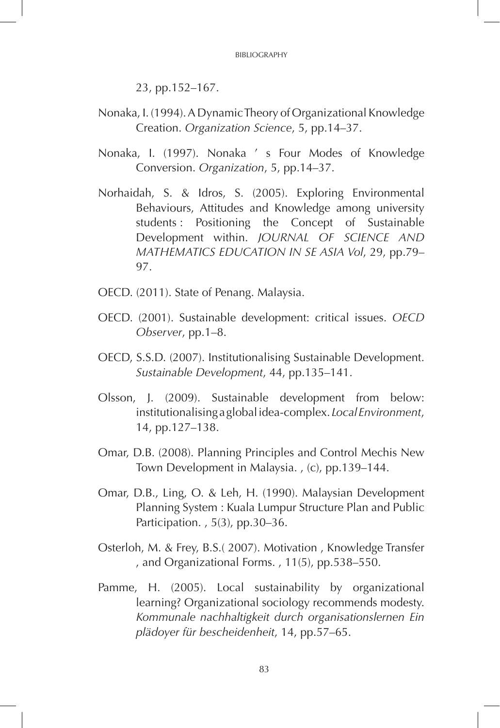23, pp.152–167.

Nonaka, I. (1994). A Dynamic Theory of Organizational Knowledge Creation. *Organization Science*, 5, pp.14–37.

Nonaka, I. (1997). Nonaka ' s Four Modes of Knowledge Conversion. *Organization*, 5, pp.14–37.

Norhaidah, S. & Idros, S. (2005). Exploring Environmental Behaviours, Attitudes and Knowledge among university students : Positioning the Concept of Sustainable Development within. *JOURNAL OF SCIENCE AND MATHEMATICS EDUCATION IN SE ASIA Vol*, 29, pp.79–97.

OECD. (2011). State of Penang. Malaysia.

OECD. (2001). Sustainable development: critical issues. *OECD Observer*, pp.1–8.

OECD, S.S.D. (2007). Institutionalising Sustainable Development. *Sustainable Development*, 44, pp.135–141.

Olsson, J. (2009). Sustainable development from below: institutionalising a global idea-complex. *Local Environment*, 14, pp.127–138.

Omar, D.B. (2008). Planning Principles and Control Mechis New Town Development in Malaysia. , (c), pp.139–144.

Omar, D.B., Ling, O. & Leh, H. (1990). Malaysian Development Planning System : Kuala Lumpur Structure Plan and Public Participation. , 5(3), pp.30–36.

Osterloh, M. & Frey, B.S.( 2007). Motivation , Knowledge Transfer , and Organizational Forms. , 11(5), pp.538–550.

Pamme, H. (2005). Local sustainability by organizational learning? Organizational sociology recommends modesty. *Kommunale nachhaltigkeit durch organisationslernen Ein plädoyer für bescheidenheit*, 14, pp.57–65.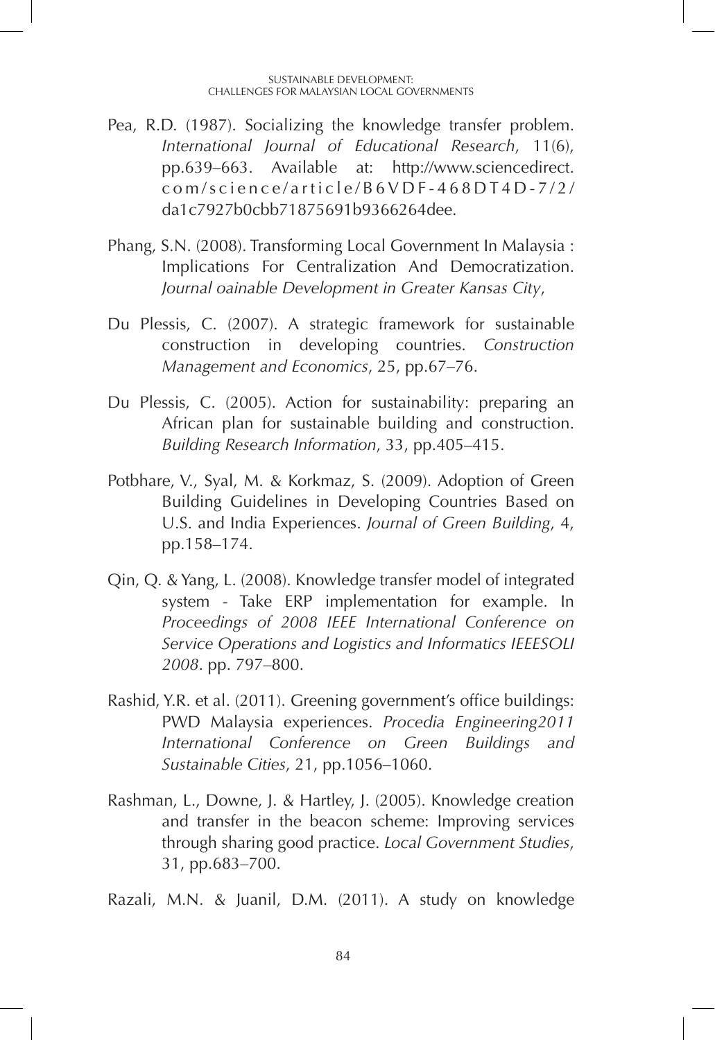Pea, R.D. (1987). Socializing the knowledge transfer problem. *International Journal of Educational Research*, 11(6), pp.639–663. Available at: http://www.sciencedirect.com/science/article/B6VDF-468DT4D-7/2/da1c7927b0cbb71875691b9366264dee.

Phang, S.N. (2008). Transforming Local Government In Malaysia : Implications For Centralization And Democratization. *Journal oainable Development in Greater Kansas City*,

Du Plessis, C. (2007). A strategic framework for sustainable construction in developing countries. *Construction Management and Economics*, 25, pp.67–76.

Du Plessis, C. (2005). Action for sustainability: preparing an African plan for sustainable building and construction. *Building Research Information*, 33, pp.405–415.

Potbhare, V., Syal, M. & Korkmaz, S. (2009). Adoption of Green Building Guidelines in Developing Countries Based on U.S. and India Experiences. *Journal of Green Building*, 4, pp.158–174.

Qin, Q. & Yang, L. (2008). Knowledge transfer model of integrated system - Take ERP implementation for example. In *Proceedings of 2008 IEEE International Conference on Service Operations and Logistics and Informatics IEEESOLI 2008*. pp. 797–800.

Rashid, Y.R. et al. (2011). Greening government's office buildings: PWD Malaysia experiences. *Procedia Engineering2011 International Conference on Green Buildings and Sustainable Cities*, 21, pp.1056–1060.

Rashman, L., Downe, J. & Hartley, J. (2005). Knowledge creation and transfer in the beacon scheme: Improving services through sharing good practice. *Local Government Studies*, 31, pp.683–700.

Razali, M.N. & Juanil, D.M. (2011). A study on knowledge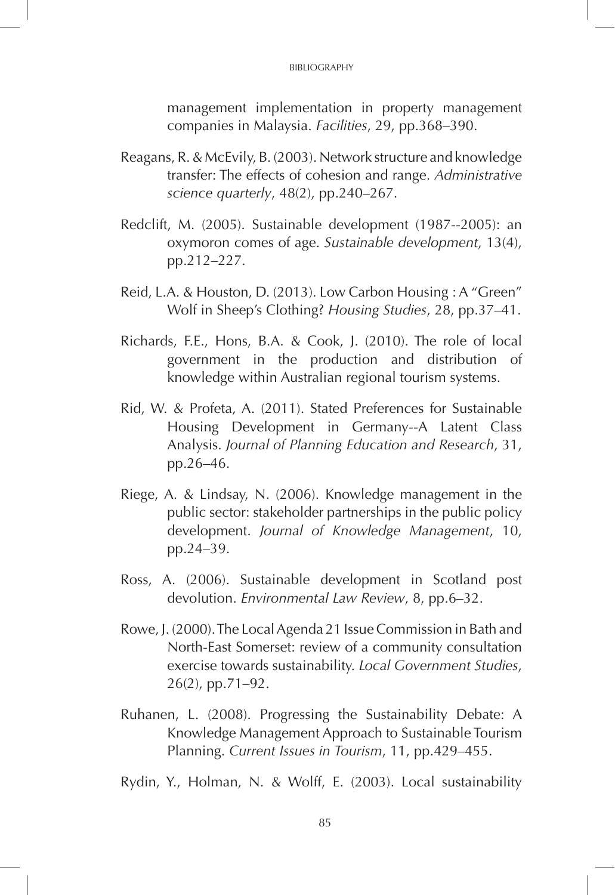management implementation in property management companies in Malaysia. *Facilities*, 29, pp.368–390.

Reagans, R. & McEvily, B. (2003). Network structure and knowledge transfer: The effects of cohesion and range. *Administrative science quarterly*, 48(2), pp.240–267.

Redclift, M. (2005). Sustainable development (1987--2005): an oxymoron comes of age. *Sustainable development*, 13(4), pp.212–227.

Reid, L.A. & Houston, D. (2013). Low Carbon Housing : A "Green" Wolf in Sheep's Clothing? *Housing Studies*, 28, pp.37–41.

Richards, F.E., Hons, B.A. & Cook, J. (2010). The role of local government in the production and distribution of knowledge within Australian regional tourism systems.

Rid, W. & Profeta, A. (2011). Stated Preferences for Sustainable Housing Development in Germany--A Latent Class Analysis. *Journal of Planning Education and Research*, 31, pp.26–46.

Riege, A. & Lindsay, N. (2006). Knowledge management in the public sector: stakeholder partnerships in the public policy development. *Journal of Knowledge Management*, 10, pp.24–39.

Ross, A. (2006). Sustainable development in Scotland post devolution. *Environmental Law Review*, 8, pp.6–32.

Rowe, J. (2000). The Local Agenda 21 Issue Commission in Bath and North-East Somerset: review of a community consultation exercise towards sustainability. *Local Government Studies*, 26(2), pp.71–92.

Ruhanen, L. (2008). Progressing the Sustainability Debate: A Knowledge Management Approach to Sustainable Tourism Planning. *Current Issues in Tourism*, 11, pp.429–455.

Rydin, Y., Holman, N. & Wolff, E. (2003). Local sustainability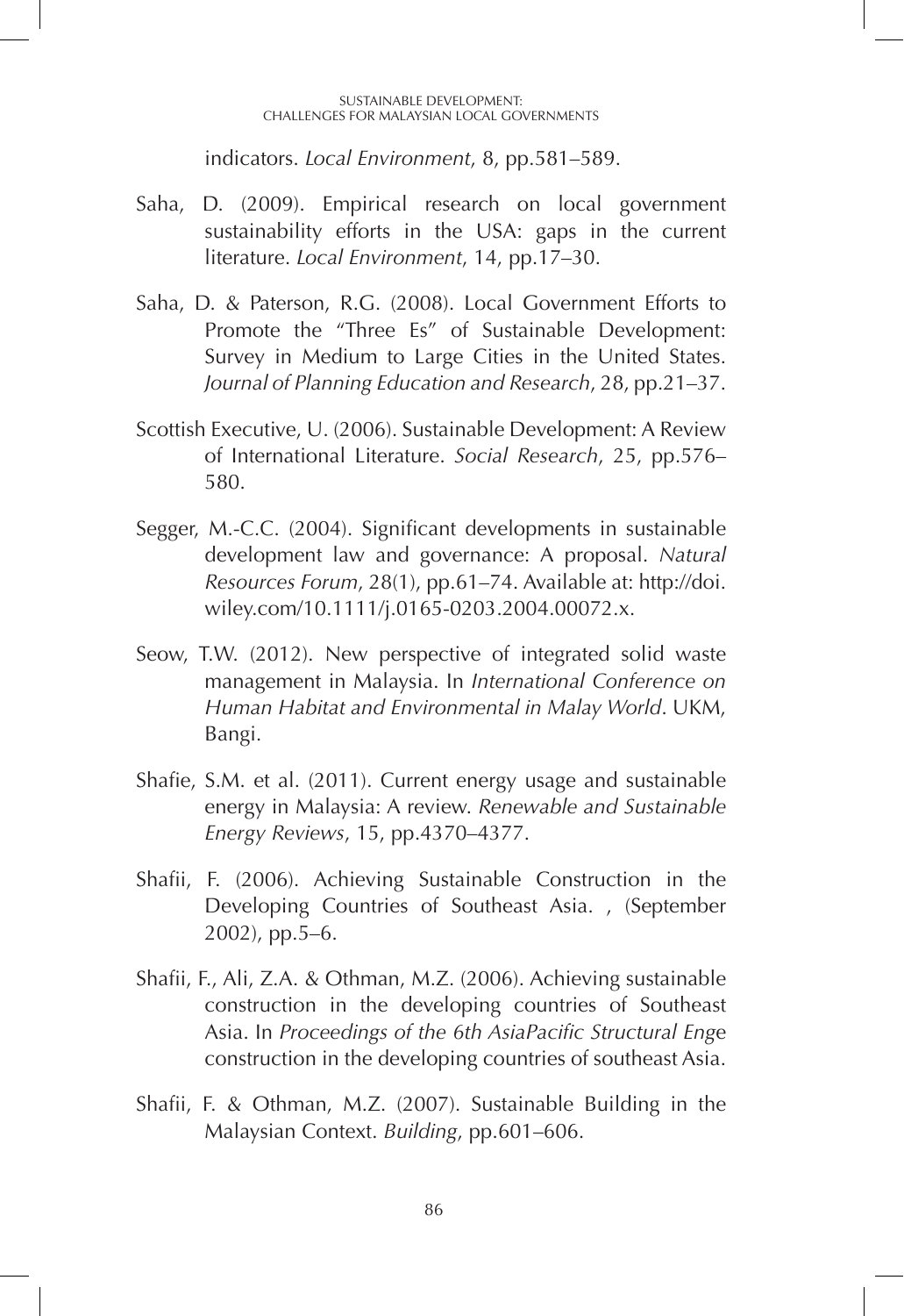indicators. *Local Environment*, 8, pp.581–589.

Saha, D. (2009). Empirical research on local government sustainability efforts in the USA: gaps in the current literature. *Local Environment*, 14, pp.17–30.

Saha, D. & Paterson, R.G. (2008). Local Government Efforts to Promote the "Three Es" of Sustainable Development: Survey in Medium to Large Cities in the United States. *Journal of Planning Education and Research*, 28, pp.21–37.

Scottish Executive, U. (2006). Sustainable Development: A Review of International Literature. *Social Research*, 25, pp.576–580.

Segger, M.-C.C. (2004). Significant developments in sustainable development law and governance: A proposal. *Natural Resources Forum*, 28(1), pp.61–74. Available at: http://doi.wiley.com/10.1111/j.0165-0203.2004.00072.x.

Seow, T.W. (2012). New perspective of integrated solid waste management in Malaysia. In *International Conference on Human Habitat and Environmental in Malay World*. UKM, Bangi.

Shafie, S.M. et al. (2011). Current energy usage and sustainable energy in Malaysia: A review. *Renewable and Sustainable Energy Reviews*, 15, pp.4370–4377.

Shafii, F. (2006). Achieving Sustainable Construction in the Developing Countries of Southeast Asia. , (September 2002), pp.5–6.

Shafii, F., Ali, Z.A. & Othman, M.Z. (2006). Achieving sustainable construction in the developing countries of Southeast Asia. In *Proceedings of the 6th AsiaPacific Structural Eng*e construction in the developing countries of southeast Asia.

Shafii, F. & Othman, M.Z. (2007). Sustainable Building in the Malaysian Context. *Building*, pp.601–606.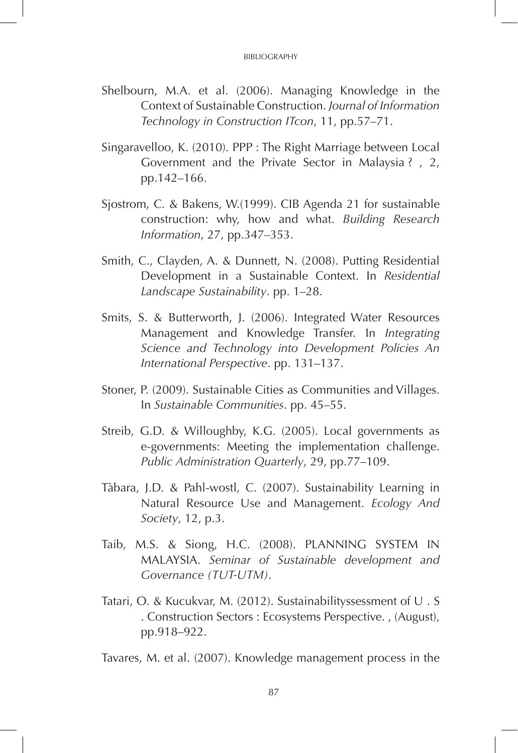Shelbourn, M.A. et al. (2006). Managing Knowledge in the Context of Sustainable Construction. *Journal of Information Technology in Construction ITcon*, 11, pp.57–71.

Singaravelloo, K. (2010). PPP : The Right Marriage between Local Government and the Private Sector in Malaysia ? , 2, pp.142–166.

Sjostrom, C. & Bakens, W.(1999). CIB Agenda 21 for sustainable construction: why, how and what. *Building Research Information*, 27, pp.347–353.

Smith, C., Clayden, A. & Dunnett, N. (2008). Putting Residential Development in a Sustainable Context. In *Residential Landscape Sustainability*. pp. 1–28.

Smits, S. & Butterworth, J. (2006). Integrated Water Resources Management and Knowledge Transfer. In *Integrating Science and Technology into Development Policies An International Perspective*. pp. 131–137.

Stoner, P. (2009). Sustainable Cities as Communities and Villages. In *Sustainable Communities*. pp. 45–55.

Streib, G.D. & Willoughby, K.G. (2005). Local governments as e-governments: Meeting the implementation challenge. *Public Administration Quarterly*, 29, pp.77–109.

Tàbara, J.D. & Pahl-wostl, C. (2007). Sustainability Learning in Natural Resource Use and Management. *Ecology And Society*, 12, p.3.

Taib, M.S. & Siong, H.C. (2008). PLANNING SYSTEM IN MALAYSIA. *Seminar of Sustainable development and Governance (TUT-UTM)*.

Tatari, O. & Kucukvar, M. (2012). Sustainabilityssessment of U . S . Construction Sectors : Ecosystems Perspective. , (August), pp.918–922.

Tavares, M. et al. (2007). Knowledge management process in the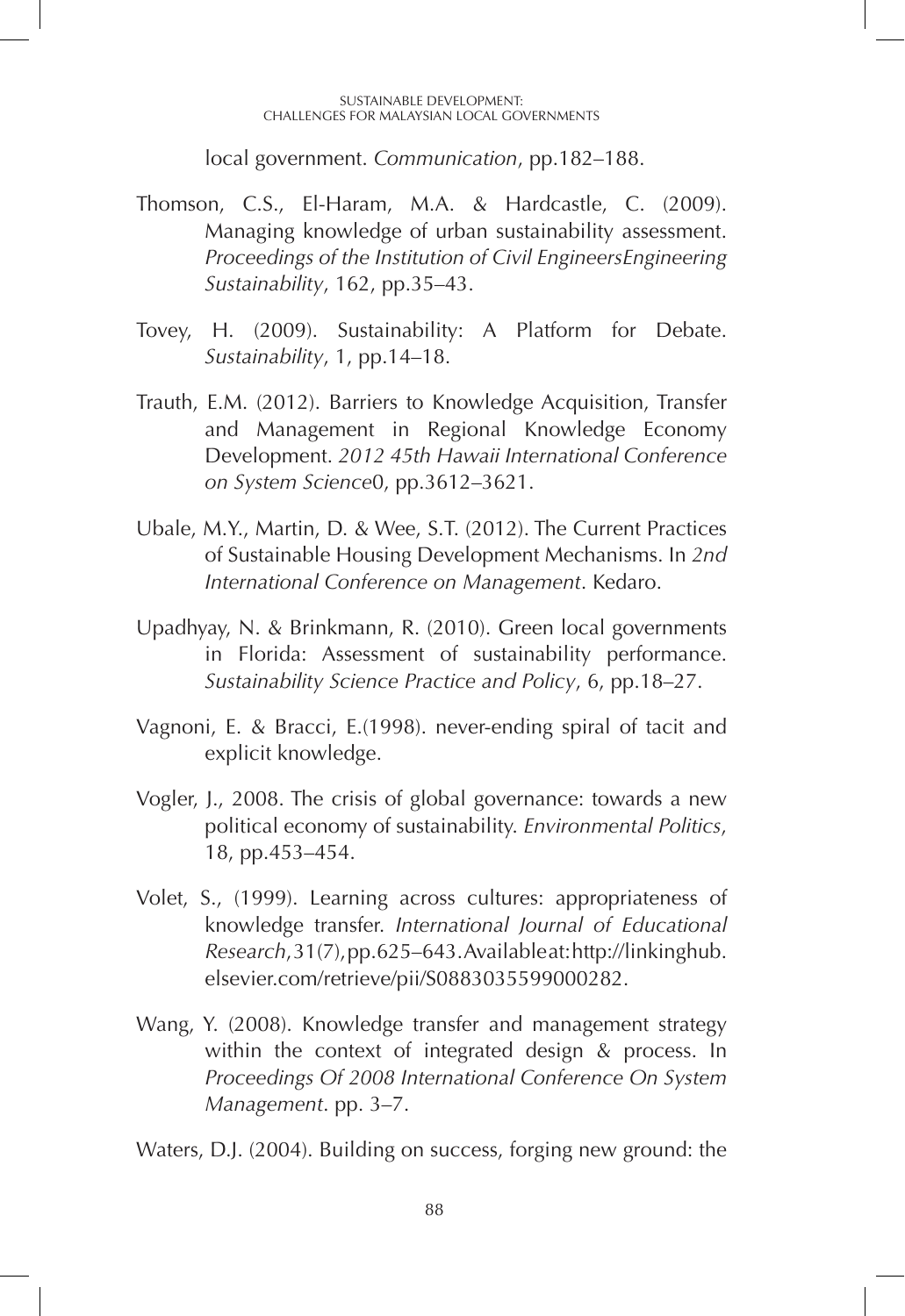local government. *Communication*, pp.182–188.

Thomson, C.S., El-Haram, M.A. & Hardcastle, C. (2009). Managing knowledge of urban sustainability assessment. *Proceedings of the Institution of Civil EngineersEngineering Sustainability*, 162, pp.35–43.

Tovey, H. (2009). Sustainability: A Platform for Debate. *Sustainability*, 1, pp.14–18.

Trauth, E.M. (2012). Barriers to Knowledge Acquisition, Transfer and Management in Regional Knowledge Economy Development. *2012 45th Hawaii International Conference on System Science*0, pp.3612–3621.

Ubale, M.Y., Martin, D. & Wee, S.T. (2012). The Current Practices of Sustainable Housing Development Mechanisms. In *2nd International Conference on Management*. Kedaro.

Upadhyay, N. & Brinkmann, R. (2010). Green local governments in Florida: Assessment of sustainability performance. *Sustainability Science Practice and Policy*, 6, pp.18–27.

Vagnoni, E. & Bracci, E.(1998). never-ending spiral of tacit and explicit knowledge.

Vogler, J., 2008. The crisis of global governance: towards a new political economy of sustainability. *Environmental Politics*, 18, pp.453–454.

Volet, S., (1999). Learning across cultures: appropriateness of knowledge transfer. *International Journal of Educational Research*, 31(7), pp.625–643. Available at: http://linkinghub.elsevier.com/retrieve/pii/S0883035599000282.

Wang, Y. (2008). Knowledge transfer and management strategy within the context of integrated design & process. In *Proceedings Of 2008 International Conference On System Management*. pp. 3–7.

Waters, D.J. (2004). Building on success, forging new ground: the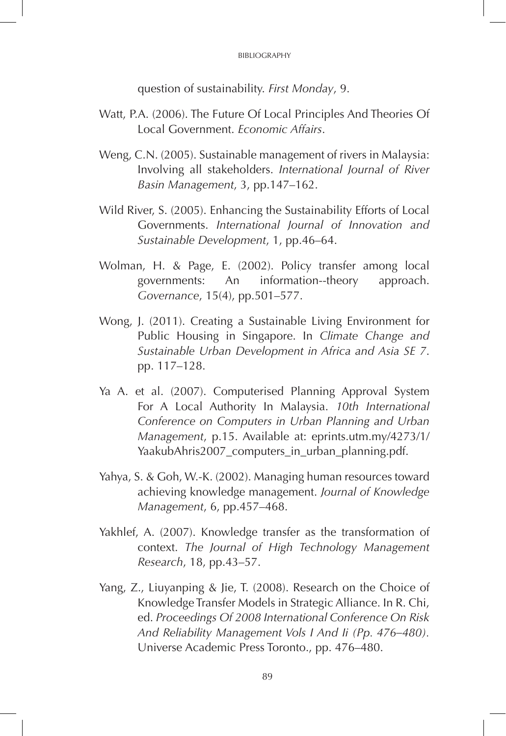question of sustainability. *First Monday*, 9.

Watt, P.A. (2006). The Future Of Local Principles And Theories Of Local Government. *Economic Affairs*.

Weng, C.N. (2005). Sustainable management of rivers in Malaysia: Involving all stakeholders. *International Journal of River Basin Management*, 3, pp.147–162.

Wild River, S. (2005). Enhancing the Sustainability Efforts of Local Governments. *International Journal of Innovation and Sustainable Development*, 1, pp.46–64.

Wolman, H. & Page, E. (2002). Policy transfer among local governments: An information--theory approach. *Governance*, 15(4), pp.501–577.

Wong, J. (2011). Creating a Sustainable Living Environment for Public Housing in Singapore. In *Climate Change and Sustainable Urban Development in Africa and Asia SE 7*. pp. 117–128.

Ya A. et al. (2007). Computerised Planning Approval System For A Local Authority In Malaysia. *10th International Conference on Computers in Urban Planning and Urban Management*, p.15. Available at: eprints.utm.my/4273/1/YaakubAhris2007_computers_in_urban_planning.pdf.

Yahya, S. & Goh, W.-K. (2002). Managing human resources toward achieving knowledge management. *Journal of Knowledge Management*, 6, pp.457–468.

Yakhlef, A. (2007). Knowledge transfer as the transformation of context. *The Journal of High Technology Management Research*, 18, pp.43–57.

Yang, Z., Liuyanping & Jie, T. (2008). Research on the Choice of Knowledge Transfer Models in Strategic Alliance. In R. Chi, ed. *Proceedings Of 2008 International Conference On Risk And Reliability Management Vols I And Ii (Pp. 476–480)*. Universe Academic Press Toronto., pp. 476–480.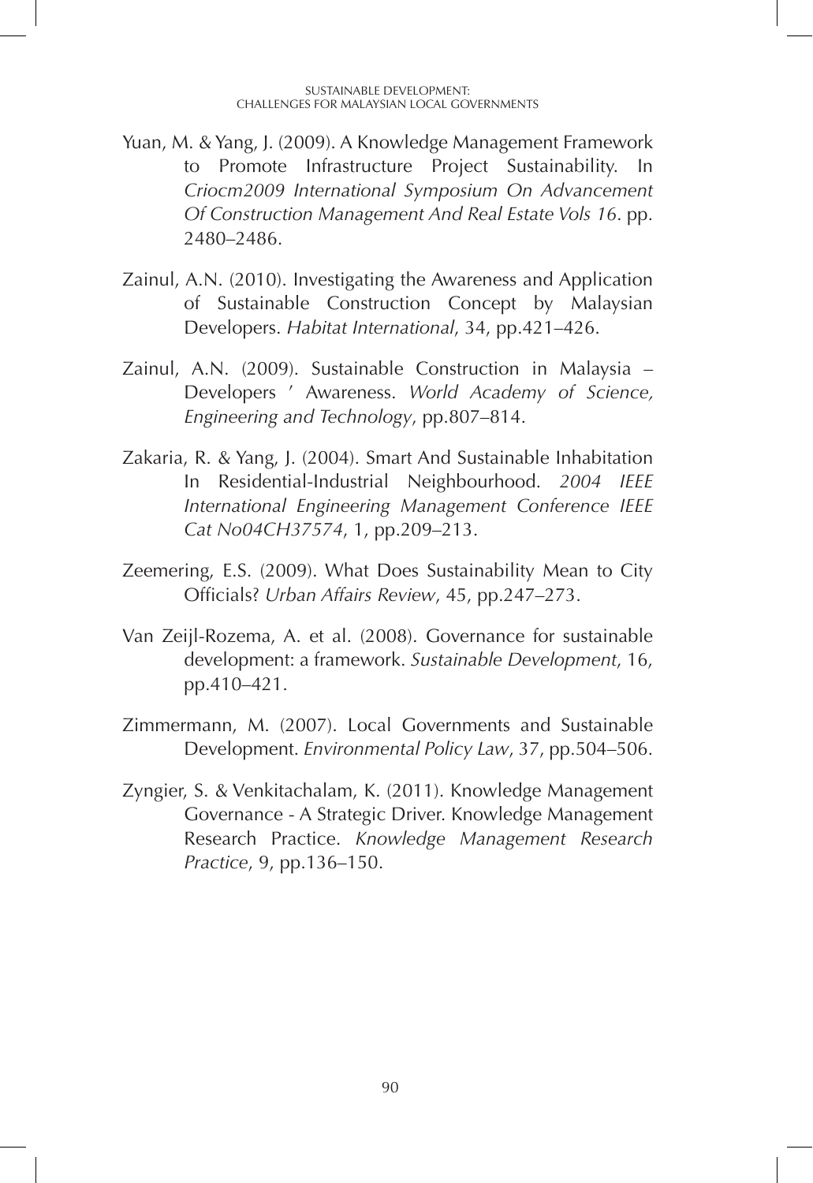Yuan, M. & Yang, J. (2009). A Knowledge Management Framework to Promote Infrastructure Project Sustainability. In *Criocm2009 International Symposium On Advancement Of Construction Management And Real Estate Vols 16*. pp. 2480–2486.

Zainul, A.N. (2010). Investigating the Awareness and Application of Sustainable Construction Concept by Malaysian Developers. *Habitat International*, 34, pp.421–426.

Zainul, A.N. (2009). Sustainable Construction in Malaysia – Developers ' Awareness. *World Academy of Science, Engineering and Technology*, pp.807–814.

Zakaria, R. & Yang, J. (2004). Smart And Sustainable Inhabitation In Residential-Industrial Neighbourhood. *2004 IEEE International Engineering Management Conference IEEE Cat No04CH37574*, 1, pp.209–213.

Zeemering, E.S. (2009). What Does Sustainability Mean to City Officials? *Urban Affairs Review*, 45, pp.247–273.

Van Zeijl-Rozema, A. et al. (2008). Governance for sustainable development: a framework. *Sustainable Development*, 16, pp.410–421.

Zimmermann, M. (2007). Local Governments and Sustainable Development. *Environmental Policy Law*, 37, pp.504–506.

Zyngier, S. & Venkitachalam, K. (2011). Knowledge Management Governance - A Strategic Driver. Knowledge Management Research Practice. *Knowledge Management Research Practice*, 9, pp.136–150.